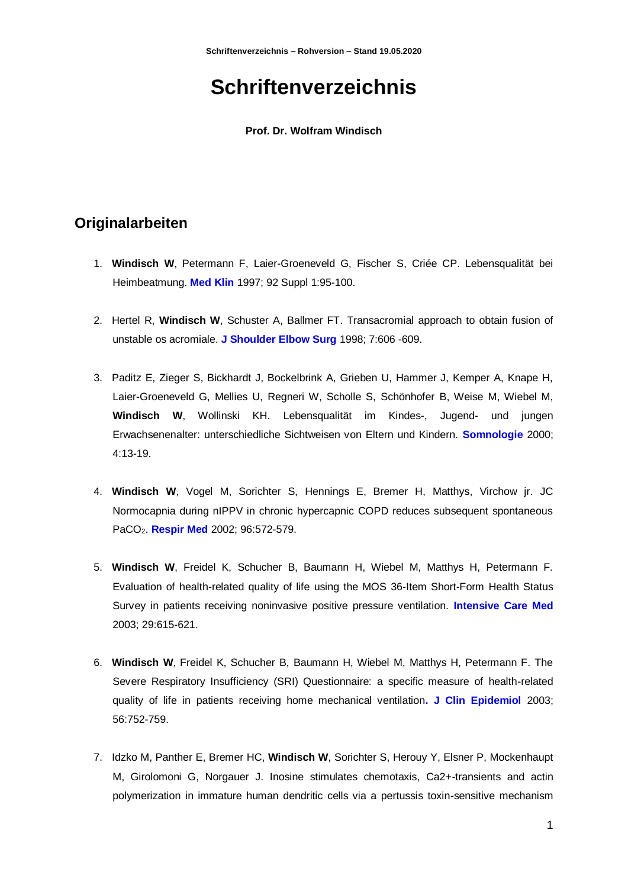# Schriftenverzeichnis

**Prof. Dr. Wolfram Windisch**

## Originalarbeiten

1. **Windisch W**, Petermann F, Laier-Groeneveld G, Fischer S, Criée CP. Lebensqualität bei Heimbeatmung. **Med Klin** 1997; 92 Suppl 1:95-100.

2. Hertel R, **Windisch W**, Schuster A, Ballmer FT. Transacromial approach to obtain fusion of unstable os acromiale. **J Shoulder Elbow Surg** 1998; 7:606 -609.

3. Paditz E, Zieger S, Bickhardt J, Bockelbrink A, Grieben U, Hammer J, Kemper A, Knape H, Laier-Groeneveld G, Mellies U, Regneri W, Scholle S, Schönhofer B, Weise M, Wiebel M, **Windisch W**, Wollinski KH. Lebensqualität im Kindes-, Jugend- und jungen Erwachsenenalter: unterschiedliche Sichtweisen von Eltern und Kindern. **Somnologie** 2000; 4:13-19.

4. **Windisch W**, Vogel M, Sorichter S, Hennings E, Bremer H, Matthys, Virchow jr. JC Normocapnia during nIPPV in chronic hypercapnic COPD reduces subsequent spontaneous $PaCO_2$. **Respir Med** 2002; 96:572-579.

5. **Windisch W**, Freidel K, Schucher B, Baumann H, Wiebel M, Matthys H, Petermann F. Evaluation of health-related quality of life using the MOS 36-Item Short-Form Health Status Survey in patients receiving noninvasive positive pressure ventilation. **Intensive Care Med** 2003; 29:615-621.

6. **Windisch W**, Freidel K, Schucher B, Baumann H, Wiebel M, Matthys H, Petermann F. The Severe Respiratory Insufficiency (SRI) Questionnaire: a specific measure of health-related quality of life in patients receiving home mechanical ventilation**. J Clin Epidemiol** 2003; 56:752-759.

7. Idzko M, Panther E, Bremer HC, **Windisch W**, Sorichter S, Herouy Y, Elsner P, Mockenhaupt M, Girolomoni G, Norgauer J. Inosine stimulates chemotaxis, $Ca^{2+}$-transients and actin polymerization in immature human dendritic cells via a pertussis toxin-sensitive mechanism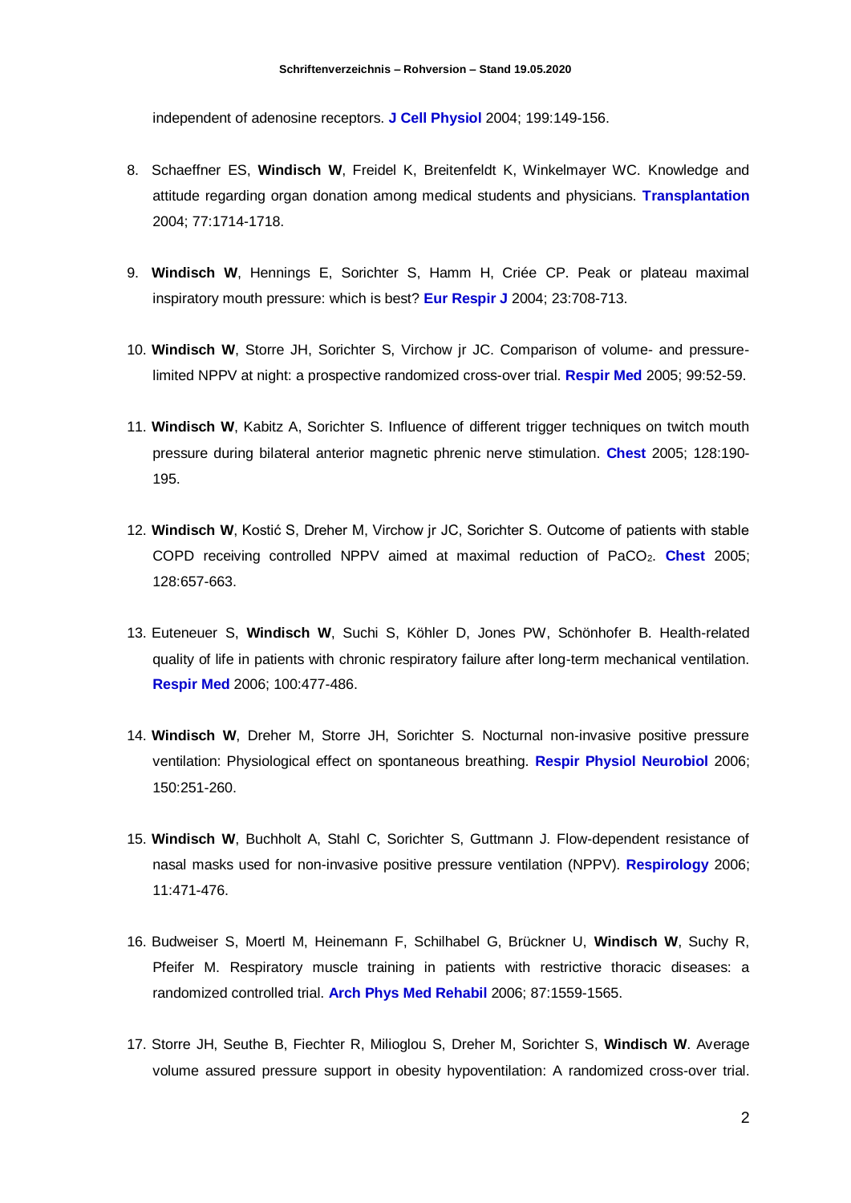independent of adenosine receptors. **J Cell Physiol** 2004; 199:149-156.

8. Schaeffner ES, **Windisch W**, Freidel K, Breitenfeldt K, Winkelmayer WC. Knowledge and attitude regarding organ donation among medical students and physicians. **Transplantation** 2004; 77:1714-1718.

9. **Windisch W**, Hennings E, Sorichter S, Hamm H, Criée CP. Peak or plateau maximal inspiratory mouth pressure: which is best? **Eur Respir J** 2004; 23:708-713.

10. **Windisch W**, Storre JH, Sorichter S, Virchow jr JC. Comparison of volume- and pressure-limited NPPV at night: a prospective randomized cross-over trial. **Respir Med** 2005; 99:52-59.

11. **Windisch W**, Kabitz A, Sorichter S. Influence of different trigger techniques on twitch mouth pressure during bilateral anterior magnetic phrenic nerve stimulation. **Chest** 2005; 128:190-195.

12. **Windisch W**, Kostić S, Dreher M, Virchow jr JC, Sorichter S. Outcome of patients with stable COPD receiving controlled NPPV aimed at maximal reduction of $PaCO_2$. **Chest** 2005; 128:657-663.

13. Euteneuer S, **Windisch W**, Suchi S, Köhler D, Jones PW, Schönhofer B. Health-related quality of life in patients with chronic respiratory failure after long-term mechanical ventilation. **Respir Med** 2006; 100:477-486.

14. **Windisch W**, Dreher M, Storre JH, Sorichter S. Nocturnal non-invasive positive pressure ventilation: Physiological effect on spontaneous breathing. **Respir Physiol Neurobiol** 2006; 150:251-260.

15. **Windisch W**, Buchholt A, Stahl C, Sorichter S, Guttmann J. Flow-dependent resistance of nasal masks used for non-invasive positive pressure ventilation (NPPV). **Respirology** 2006; 11:471-476.

16. Budweiser S, Moertl M, Heinemann F, Schilhabel G, Brückner U, **Windisch W**, Suchy R, Pfeifer M. Respiratory muscle training in patients with restrictive thoracic diseases: a randomized controlled trial. **Arch Phys Med Rehabil** 2006; 87:1559-1565.

17. Storre JH, Seuthe B, Fiechter R, Milioglou S, Dreher M, Sorichter S, **Windisch W**. Average volume assured pressure support in obesity hypoventilation: A randomized cross-over trial.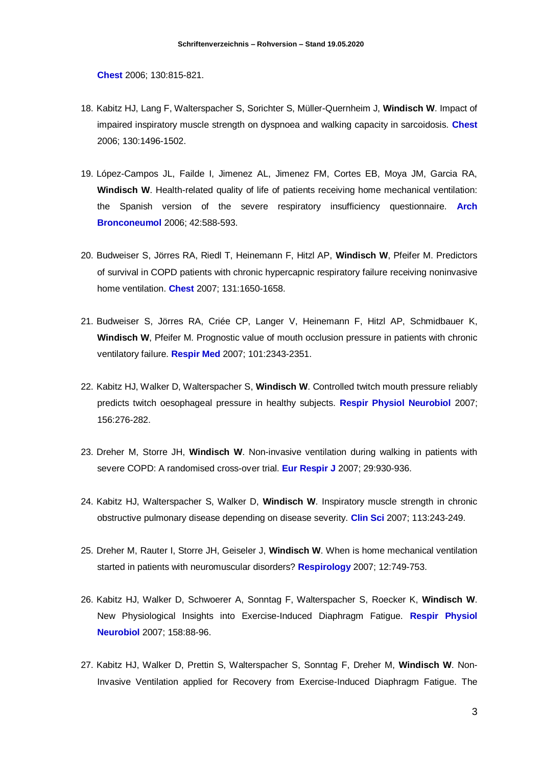**Chest** 2006; 130:815-821.

18. Kabitz HJ, Lang F, Walterspacher S, Sorichter S, Müller-Quernheim J, **Windisch W**. Impact of impaired inspiratory muscle strength on dyspnoea and walking capacity in sarcoidosis. **Chest** 2006; 130:1496-1502.

19. López-Campos JL, Failde I, Jimenez AL, Jimenez FM, Cortes EB, Moya JM, Garcia RA, **Windisch W**. Health-related quality of life of patients receiving home mechanical ventilation: the Spanish version of the severe respiratory insufficiency questionnaire. **Arch Bronconeumol** 2006; 42:588-593.

20. Budweiser S, Jörres RA, Riedl T, Heinemann F, Hitzl AP, **Windisch W**, Pfeifer M. Predictors of survival in COPD patients with chronic hypercapnic respiratory failure receiving noninvasive home ventilation. **Chest** 2007; 131:1650-1658.

21. Budweiser S, Jörres RA, Criée CP, Langer V, Heinemann F, Hitzl AP, Schmidbauer K, **Windisch W**, Pfeifer M. Prognostic value of mouth occlusion pressure in patients with chronic ventilatory failure. **Respir Med** 2007; 101:2343-2351.

22. Kabitz HJ, Walker D, Walterspacher S, **Windisch W**. Controlled twitch mouth pressure reliably predicts twitch oesophageal pressure in healthy subjects. **Respir Physiol Neurobiol** 2007; 156:276-282.

23. Dreher M, Storre JH, **Windisch W**. Non-invasive ventilation during walking in patients with severe COPD: A randomised cross-over trial. **Eur Respir J** 2007; 29:930-936.

24. Kabitz HJ, Walterspacher S, Walker D, **Windisch W**. Inspiratory muscle strength in chronic obstructive pulmonary disease depending on disease severity. **Clin Sci** 2007; 113:243-249.

25. Dreher M, Rauter I, Storre JH, Geiseler J, **Windisch W**. When is home mechanical ventilation started in patients with neuromuscular disorders? **Respirology** 2007; 12:749-753.

26. Kabitz HJ, Walker D, Schwoerer A, Sonntag F, Walterspacher S, Roecker K, **Windisch W**. New Physiological Insights into Exercise-Induced Diaphragm Fatigue. **Respir Physiol Neurobiol** 2007; 158:88-96.

27. Kabitz HJ, Walker D, Prettin S, Walterspacher S, Sonntag F, Dreher M, **Windisch W**. Non-Invasive Ventilation applied for Recovery from Exercise-Induced Diaphragm Fatigue. The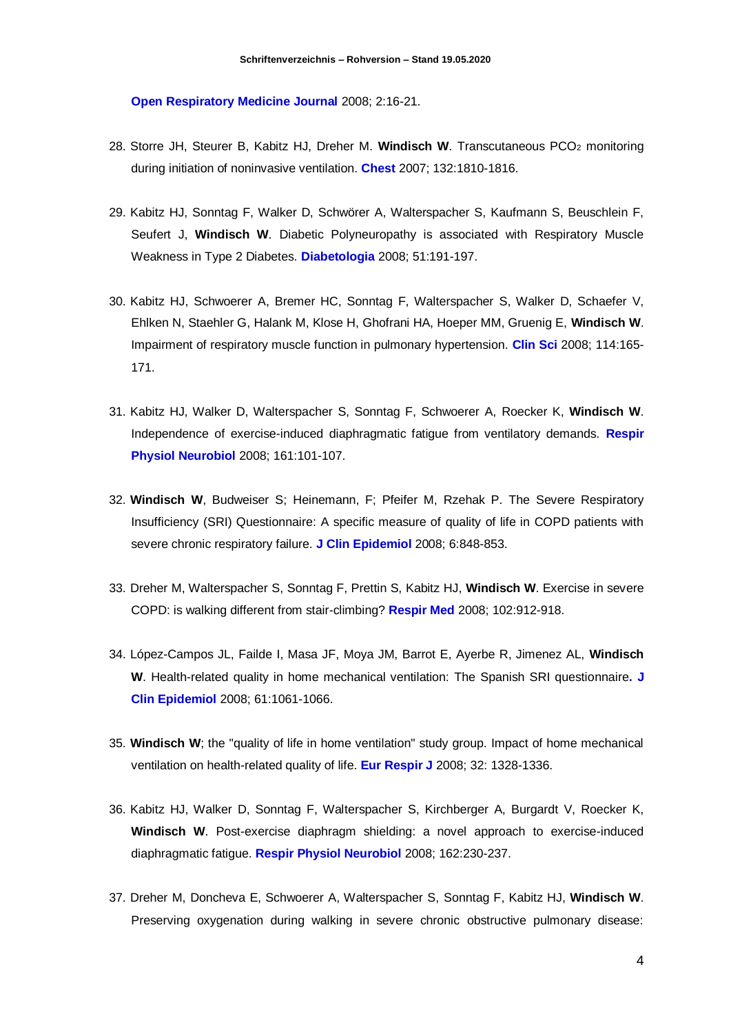**Open Respiratory Medicine Journal** 2008; 2:16-21.

28. Storre JH, Steurer B, Kabitz HJ, Dreher M. **Windisch W**. Transcutaneous $PCO_2$ monitoring during initiation of noninvasive ventilation. **Chest** 2007; 132:1810-1816.

29. Kabitz HJ, Sonntag F, Walker D, Schwörer A, Walterspacher S, Kaufmann S, Beuschlein F, Seufert J, **Windisch W**. Diabetic Polyneuropathy is associated with Respiratory Muscle Weakness in Type 2 Diabetes. **Diabetologia** 2008; 51:191-197.

30. Kabitz HJ, Schwoerer A, Bremer HC, Sonntag F, Walterspacher S, Walker D, Schaefer V, Ehlken N, Staehler G, Halank M, Klose H, Ghofrani HA, Hoeper MM, Gruenig E, **Windisch W**. Impairment of respiratory muscle function in pulmonary hypertension. **Clin Sci** 2008; 114:165-171.

31. Kabitz HJ, Walker D, Walterspacher S, Sonntag F, Schwoerer A, Roecker K, **Windisch W**. Independence of exercise-induced diaphragmatic fatigue from ventilatory demands. **Respir Physiol Neurobiol** 2008; 161:101-107.

32. **Windisch W**, Budweiser S; Heinemann, F; Pfeifer M, Rzehak P. The Severe Respiratory Insufficiency (SRI) Questionnaire: A specific measure of quality of life in COPD patients with severe chronic respiratory failure. **J Clin Epidemiol** 2008; 6:848-853.

33. Dreher M, Walterspacher S, Sonntag F, Prettin S, Kabitz HJ, **Windisch W**. Exercise in severe COPD: is walking different from stair-climbing? **Respir Med** 2008; 102:912-918.

34. López-Campos JL, Failde I, Masa JF, Moya JM, Barrot E, Ayerbe R, Jimenez AL, **Windisch W**. Health-related quality in home mechanical ventilation: The Spanish SRI questionnaire**. J Clin Epidemiol** 2008; 61:1061-1066.

35. **Windisch W**; the "quality of life in home ventilation" study group. Impact of home mechanical ventilation on health-related quality of life. **Eur Respir J** 2008; 32: 1328-1336.

36. Kabitz HJ, Walker D, Sonntag F, Walterspacher S, Kirchberger A, Burgardt V, Roecker K, **Windisch W**. Post-exercise diaphragm shielding: a novel approach to exercise-induced diaphragmatic fatigue. **Respir Physiol Neurobiol** 2008; 162:230-237.

37. Dreher M, Doncheva E, Schwoerer A, Walterspacher S, Sonntag F, Kabitz HJ, **Windisch W**. Preserving oxygenation during walking in severe chronic obstructive pulmonary disease: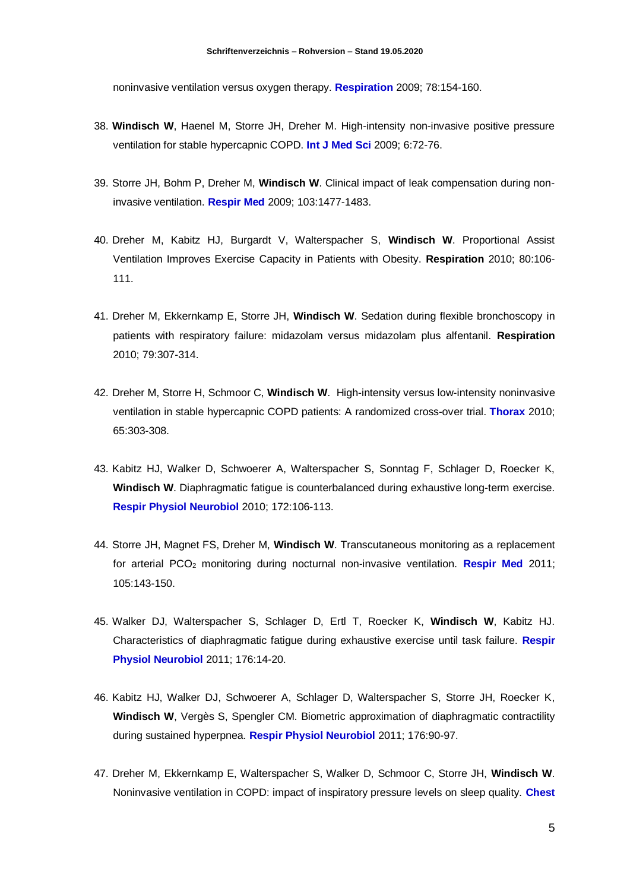noninvasive ventilation versus oxygen therapy. **Respiration** 2009; 78:154-160.

38. **Windisch W**, Haenel M, Storre JH, Dreher M. High-intensity non-invasive positive pressure ventilation for stable hypercapnic COPD. **Int J Med Sci** 2009; 6:72-76.

39. Storre JH, Bohm P, Dreher M, **Windisch W**. Clinical impact of leak compensation during non-invasive ventilation. **Respir Med** 2009; 103:1477-1483.

40. Dreher M, Kabitz HJ, Burgardt V, Walterspacher S, **Windisch W**. Proportional Assist Ventilation Improves Exercise Capacity in Patients with Obesity. **Respiration** 2010; 80:106-111.

41. Dreher M, Ekkernkamp E, Storre JH, **Windisch W**. Sedation during flexible bronchoscopy in patients with respiratory failure: midazolam versus midazolam plus alfentanil. **Respiration** 2010; 79:307-314.

42. Dreher M, Storre H, Schmoor C, **Windisch W**. High-intensity versus low-intensity noninvasive ventilation in stable hypercapnic COPD patients: A randomized cross-over trial. **Thorax** 2010; 65:303-308.

43. Kabitz HJ, Walker D, Schwoerer A, Walterspacher S, Sonntag F, Schlager D, Roecker K, **Windisch W**. Diaphragmatic fatigue is counterbalanced during exhaustive long-term exercise. **Respir Physiol Neurobiol** 2010; 172:106-113.

44. Storre JH, Magnet FS, Dreher M, **Windisch W**. Transcutaneous monitoring as a replacement for arterial $PCO_2$ monitoring during nocturnal non-invasive ventilation. **Respir Med** 2011; 105:143-150.

45. Walker DJ, Walterspacher S, Schlager D, Ertl T, Roecker K, **Windisch W**, Kabitz HJ. Characteristics of diaphragmatic fatigue during exhaustive exercise until task failure. **Respir Physiol Neurobiol** 2011; 176:14-20.

46. Kabitz HJ, Walker DJ, Schwoerer A, Schlager D, Walterspacher S, Storre JH, Roecker K, **Windisch W**, Vergès S, Spengler CM. Biometric approximation of diaphragmatic contractility during sustained hyperpnea. **Respir Physiol Neurobiol** 2011; 176:90-97.

47. Dreher M, Ekkernkamp E, Walterspacher S, Walker D, Schmoor C, Storre JH, **Windisch W**. Noninvasive ventilation in COPD: impact of inspiratory pressure levels on sleep quality. **Chest**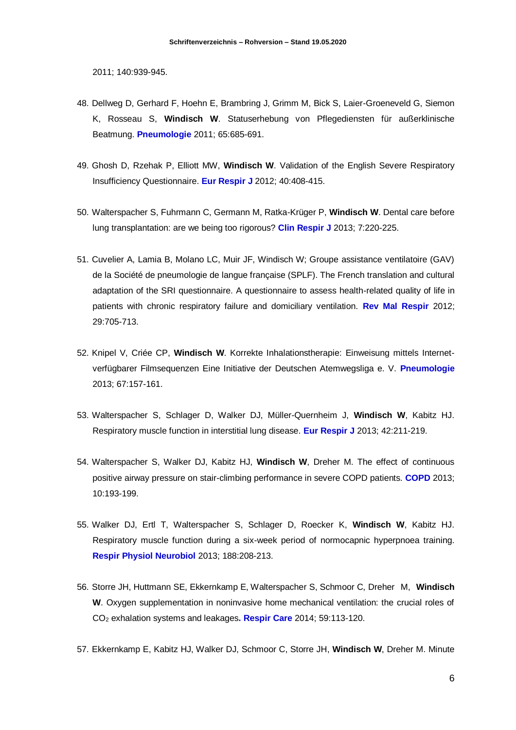2011; 140:939-945.

48. Dellweg D, Gerhard F, Hoehn E, Brambring J, Grimm M, Bick S, Laier-Groeneveld G, Siemon K, Rosseau S, **Windisch W**. Statuserhebung von Pflegediensten für außerklinische Beatmung. **Pneumologie** 2011; 65:685-691.

49. Ghosh D, Rzehak P, Elliott MW, **Windisch W**. Validation of the English Severe Respiratory Insufficiency Questionnaire. **Eur Respir J** 2012; 40:408-415.

50. Walterspacher S, Fuhrmann C, Germann M, Ratka-Krüger P, **Windisch W**. Dental care before lung transplantation: are we being too rigorous? **Clin Respir J** 2013; 7:220-225.

51. Cuvelier A, Lamia B, Molano LC, Muir JF, Windisch W; Groupe assistance ventilatoire (GAV) de la Société de pneumologie de langue française (SPLF). The French translation and cultural adaptation of the SRI questionnaire. A questionnaire to assess health-related quality of life in patients with chronic respiratory failure and domiciliary ventilation. **Rev Mal Respir** 2012; 29:705-713.

52. Knipel V, Criée CP, **Windisch W**. Korrekte Inhalationstherapie: Einweisung mittels Internet-verfügbarer Filmsequenzen Eine Initiative der Deutschen Atemwegsliga e. V. **Pneumologie** 2013; 67:157-161.

53. Walterspacher S, Schlager D, Walker DJ, Müller-Quernheim J, **Windisch W**, Kabitz HJ. Respiratory muscle function in interstitial lung disease. **Eur Respir J** 2013; 42:211-219.

54. Walterspacher S, Walker DJ, Kabitz HJ, **Windisch W**, Dreher M. The effect of continuous positive airway pressure on stair-climbing performance in severe COPD patients. **COPD** 2013; 10:193-199.

55. Walker DJ, Ertl T, Walterspacher S, Schlager D, Roecker K, **Windisch W**, Kabitz HJ. Respiratory muscle function during a six-week period of normocapnic hyperpnoea training. **Respir Physiol Neurobiol** 2013; 188:208-213.

56. Storre JH, Huttmann SE, Ekkernkamp E, Walterspacher S, Schmoor C, Dreher M, **Windisch W**. Oxygen supplementation in noninvasive home mechanical ventilation: the crucial roles of $CO_2$ exhalation systems and leakages**.** **Respir Care** 2014; 59:113-120.

57. Ekkernkamp E, Kabitz HJ, Walker DJ, Schmoor C, Storre JH, **Windisch W**, Dreher M. Minute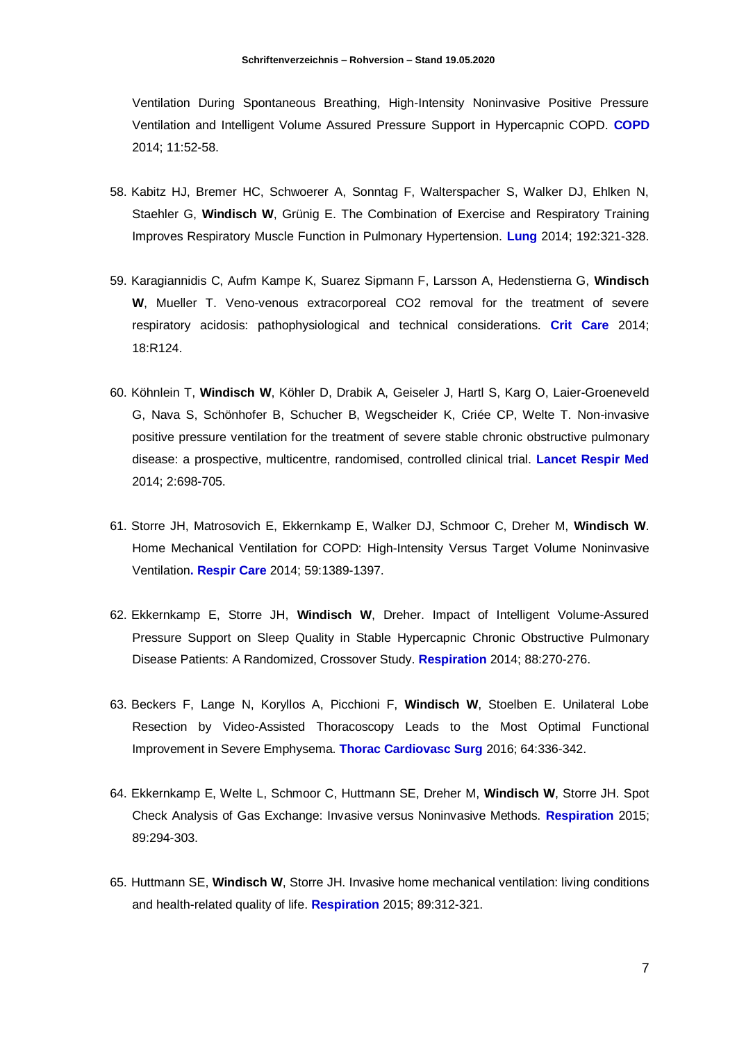Ventilation During Spontaneous Breathing, High-Intensity Noninvasive Positive Pressure Ventilation and Intelligent Volume Assured Pressure Support in Hypercapnic COPD. **COPD** 2014; 11:52-58.

58. Kabitz HJ, Bremer HC, Schwoerer A, Sonntag F, Walterspacher S, Walker DJ, Ehlken N, Staehler G, **Windisch W**, Grünig E. The Combination of Exercise and Respiratory Training Improves Respiratory Muscle Function in Pulmonary Hypertension. **Lung** 2014; 192:321-328.

59. Karagiannidis C, Aufm Kampe K, Suarez Sipmann F, Larsson A, Hedenstierna G, **Windisch W**, Mueller T. Veno-venous extracorporeal CO2 removal for the treatment of severe respiratory acidosis: pathophysiological and technical considerations. **Crit Care** 2014; 18:R124.

60. Köhnlein T, **Windisch W**, Köhler D, Drabik A, Geiseler J, Hartl S, Karg O, Laier-Groeneveld G, Nava S, Schönhofer B, Schucher B, Wegscheider K, Criée CP, Welte T. Non-invasive positive pressure ventilation for the treatment of severe stable chronic obstructive pulmonary disease: a prospective, multicentre, randomised, controlled clinical trial. **Lancet Respir Med** 2014; 2:698-705.

61. Storre JH, Matrosovich E, Ekkernkamp E, Walker DJ, Schmoor C, Dreher M, **Windisch W**. Home Mechanical Ventilation for COPD: High-Intensity Versus Target Volume Noninvasive Ventilation**.** **Respir Care** 2014; 59:1389-1397.

62. Ekkernkamp E, Storre JH, **Windisch W**, Dreher. Impact of Intelligent Volume-Assured Pressure Support on Sleep Quality in Stable Hypercapnic Chronic Obstructive Pulmonary Disease Patients: A Randomized, Crossover Study. **Respiration** 2014; 88:270-276.

63. Beckers F, Lange N, Koryllos A, Picchioni F, **Windisch W**, Stoelben E. Unilateral Lobe Resection by Video-Assisted Thoracoscopy Leads to the Most Optimal Functional Improvement in Severe Emphysema. **Thorac Cardiovasc Surg** 2016; 64:336-342.

64. Ekkernkamp E, Welte L, Schmoor C, Huttmann SE, Dreher M, **Windisch W**, Storre JH. Spot Check Analysis of Gas Exchange: Invasive versus Noninvasive Methods. **Respiration** 2015; 89:294-303.

65. Huttmann SE, **Windisch W**, Storre JH. Invasive home mechanical ventilation: living conditions and health-related quality of life. **Respiration** 2015; 89:312-321.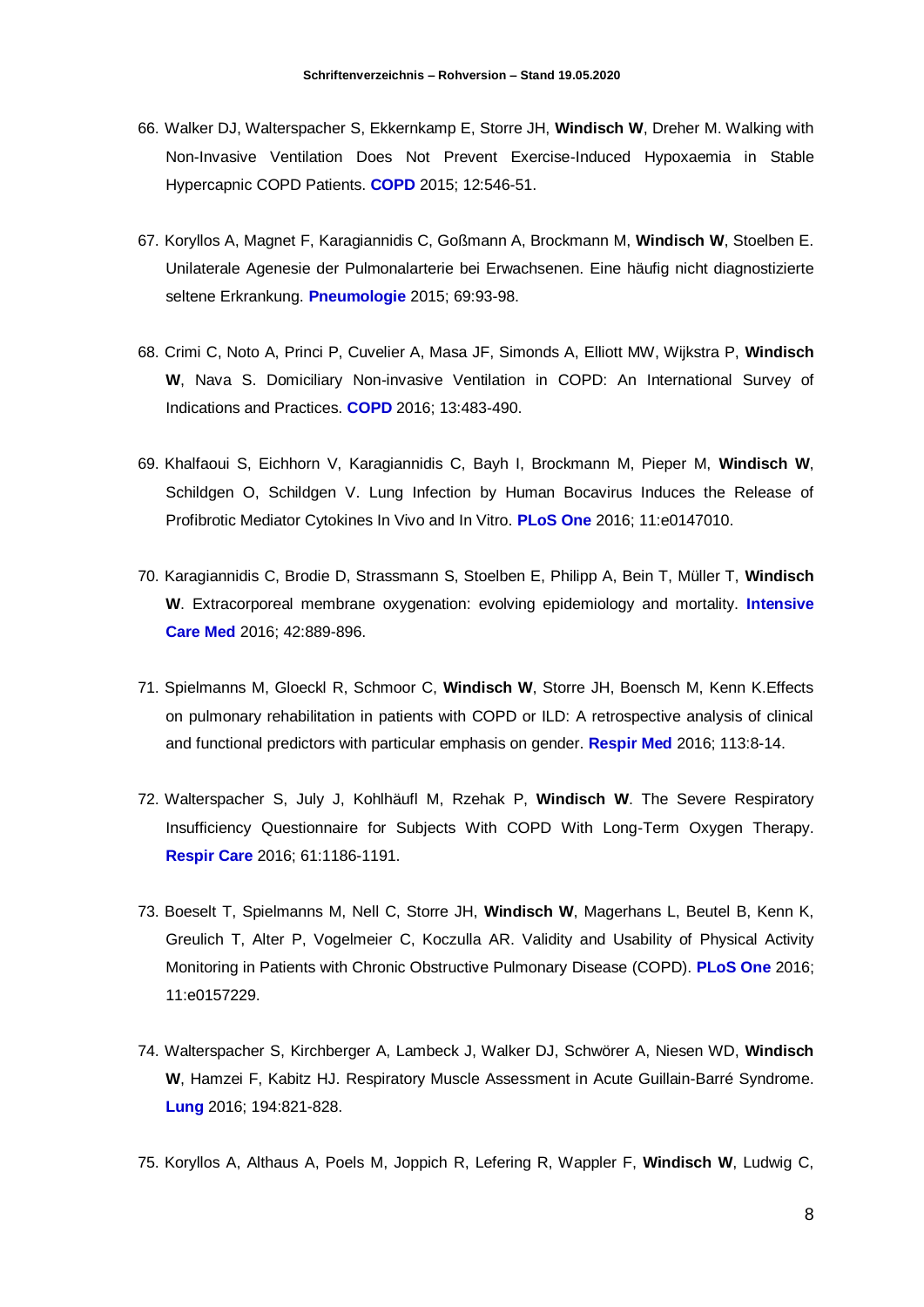66. Walker DJ, Walterspacher S, Ekkernkamp E, Storre JH, **Windisch W**, Dreher M. Walking with Non-Invasive Ventilation Does Not Prevent Exercise-Induced Hypoxaemia in Stable Hypercapnic COPD Patients. **COPD** 2015; 12:546-51.

67. Koryllos A, Magnet F, Karagiannidis C, Goßmann A, Brockmann M, **Windisch W**, Stoelben E. Unilaterale Agenesie der Pulmonalarterie bei Erwachsenen. Eine häufig nicht diagnostizierte seltene Erkrankung. **Pneumologie** 2015; 69:93-98.

68. Crimi C, Noto A, Princi P, Cuvelier A, Masa JF, Simonds A, Elliott MW, Wijkstra P, **Windisch W**, Nava S. Domiciliary Non-invasive Ventilation in COPD: An International Survey of Indications and Practices. **COPD** 2016; 13:483-490.

69. Khalfaoui S, Eichhorn V, Karagiannidis C, Bayh I, Brockmann M, Pieper M, **Windisch W**, Schildgen O, Schildgen V. Lung Infection by Human Bocavirus Induces the Release of Profibrotic Mediator Cytokines In Vivo and In Vitro. **PLoS One** 2016; 11:e0147010.

70. Karagiannidis C, Brodie D, Strassmann S, Stoelben E, Philipp A, Bein T, Müller T, **Windisch W**. Extracorporeal membrane oxygenation: evolving epidemiology and mortality. **Intensive Care Med** 2016; 42:889-896.

71. Spielmanns M, Gloeckl R, Schmoor C, **Windisch W**, Storre JH, Boensch M, Kenn K.Effects on pulmonary rehabilitation in patients with COPD or ILD: A retrospective analysis of clinical and functional predictors with particular emphasis on gender. **Respir Med** 2016; 113:8-14.

72. Walterspacher S, July J, Kohlhäufl M, Rzehak P, **Windisch W**. The Severe Respiratory Insufficiency Questionnaire for Subjects With COPD With Long-Term Oxygen Therapy. **Respir Care** 2016; 61:1186-1191.

73. Boeselt T, Spielmanns M, Nell C, Storre JH, **Windisch W**, Magerhans L, Beutel B, Kenn K, Greulich T, Alter P, Vogelmeier C, Koczulla AR. Validity and Usability of Physical Activity Monitoring in Patients with Chronic Obstructive Pulmonary Disease (COPD). **PLoS One** 2016; 11:e0157229.

74. Walterspacher S, Kirchberger A, Lambeck J, Walker DJ, Schwörer A, Niesen WD, **Windisch W**, Hamzei F, Kabitz HJ. Respiratory Muscle Assessment in Acute Guillain-Barré Syndrome. **Lung** 2016; 194:821-828.

75. Koryllos A, Althaus A, Poels M, Joppich R, Lefering R, Wappler F, **Windisch W**, Ludwig C,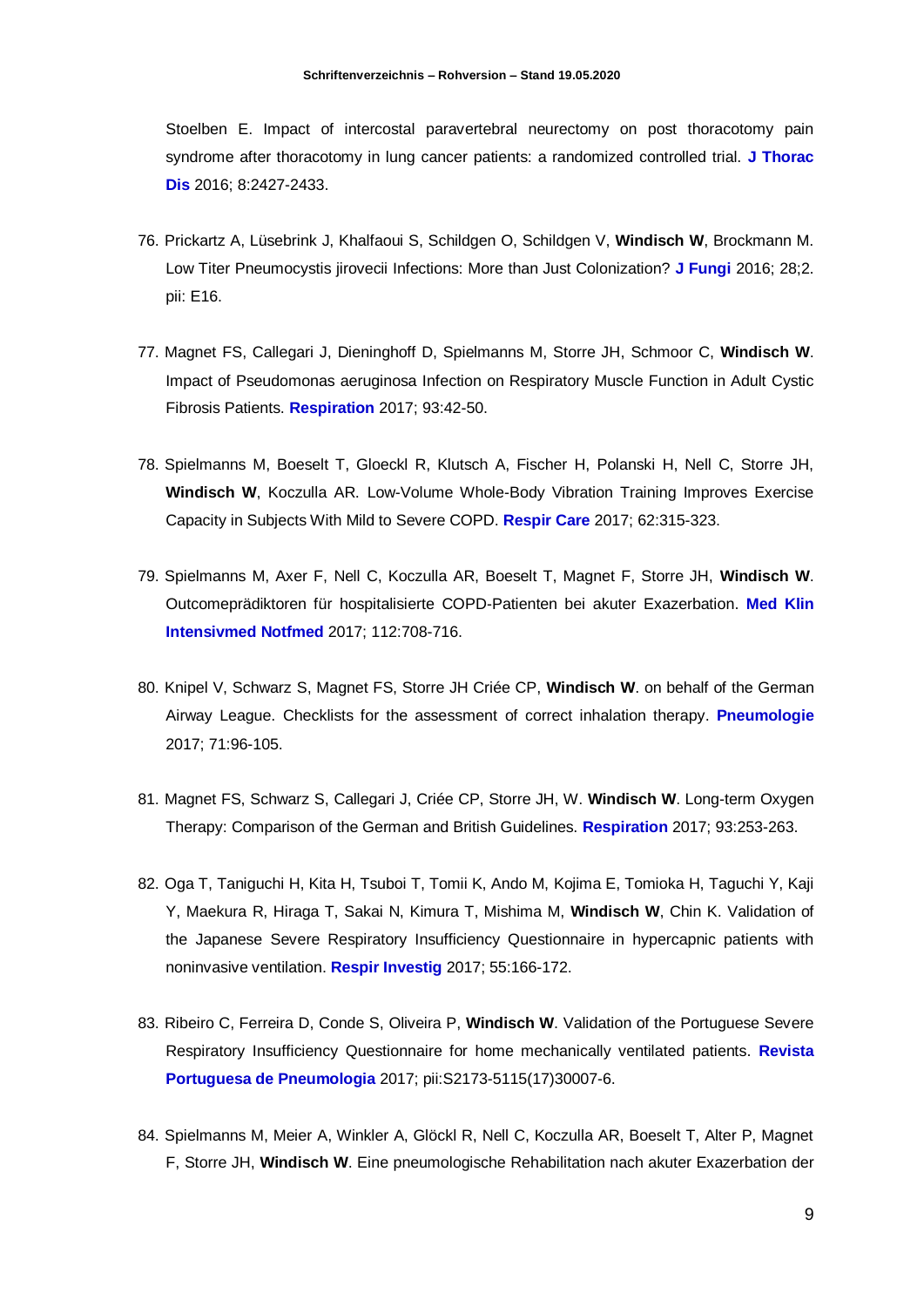Stoelben E. Impact of intercostal paravertebral neurectomy on post thoracotomy pain syndrome after thoracotomy in lung cancer patients: a randomized controlled trial. **J Thorac Dis** 2016; 8:2427-2433.

76. Prickartz A, Lüsebrink J, Khalfaoui S, Schildgen O, Schildgen V, **Windisch W**, Brockmann M. Low Titer Pneumocystis jirovecii Infections: More than Just Colonization? **J Fungi** 2016; 28;2. pii: E16.

77. Magnet FS, Callegari J, Dieninghoff D, Spielmanns M, Storre JH, Schmoor C, **Windisch W**. Impact of Pseudomonas aeruginosa Infection on Respiratory Muscle Function in Adult Cystic Fibrosis Patients. **Respiration** 2017; 93:42-50.

78. Spielmanns M, Boeselt T, Gloeckl R, Klutsch A, Fischer H, Polanski H, Nell C, Storre JH, **Windisch W**, Koczulla AR. Low-Volume Whole-Body Vibration Training Improves Exercise Capacity in Subjects With Mild to Severe COPD. **Respir Care** 2017; 62:315-323.

79. Spielmanns M, Axer F, Nell C, Koczulla AR, Boeselt T, Magnet F, Storre JH, **Windisch W**. Outcomeprädiktoren für hospitalisierte COPD-Patienten bei akuter Exazerbation. **Med Klin Intensivmed Notfmed** 2017; 112:708-716.

80. Knipel V, Schwarz S, Magnet FS, Storre JH Criée CP, **Windisch W**. on behalf of the German Airway League. Checklists for the assessment of correct inhalation therapy. **Pneumologie** 2017; 71:96-105.

81. Magnet FS, Schwarz S, Callegari J, Criée CP, Storre JH, W. **Windisch W**. Long-term Oxygen Therapy: Comparison of the German and British Guidelines. **Respiration** 2017; 93:253-263.

82. Oga T, Taniguchi H, Kita H, Tsuboi T, Tomii K, Ando M, Kojima E, Tomioka H, Taguchi Y, Kaji Y, Maekura R, Hiraga T, Sakai N, Kimura T, Mishima M, **Windisch W**, Chin K. Validation of the Japanese Severe Respiratory Insufficiency Questionnaire in hypercapnic patients with noninvasive ventilation. **Respir Investig** 2017; 55:166-172.

83. Ribeiro C, Ferreira D, Conde S, Oliveira P, **Windisch W**. Validation of the Portuguese Severe Respiratory Insufficiency Questionnaire for home mechanically ventilated patients. **Revista Portuguesa de Pneumologia** 2017; pii:S2173-5115(17)30007-6.

84. Spielmanns M, Meier A, Winkler A, Glöckl R, Nell C, Koczulla AR, Boeselt T, Alter P, Magnet F, Storre JH, **Windisch W**. Eine pneumologische Rehabilitation nach akuter Exazerbation der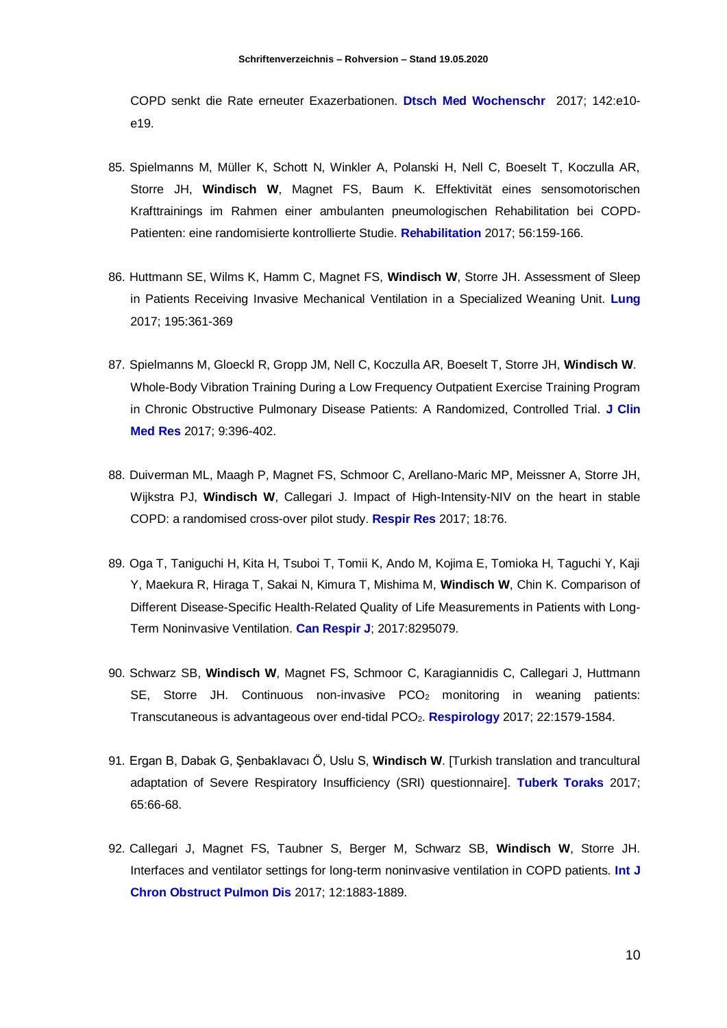COPD senkt die Rate erneuter Exazerbationen. **Dtsch Med Wochenschr** 2017; 142:e10-e19.

85. Spielmanns M, Müller K, Schott N, Winkler A, Polanski H, Nell C, Boeselt T, Koczulla AR, Storre JH, **Windisch W**, Magnet FS, Baum K. Effektivität eines sensomotorischen Krafttrainings im Rahmen einer ambulanten pneumologischen Rehabilitation bei COPD-Patienten: eine randomisierte kontrollierte Studie. **Rehabilitation** 2017; 56:159-166.

86. Huttmann SE, Wilms K, Hamm C, Magnet FS, **Windisch W**, Storre JH. Assessment of Sleep in Patients Receiving Invasive Mechanical Ventilation in a Specialized Weaning Unit. **Lung** 2017; 195:361-369

87. Spielmanns M, Gloeckl R, Gropp JM, Nell C, Koczulla AR, Boeselt T, Storre JH, **Windisch W**. Whole-Body Vibration Training During a Low Frequency Outpatient Exercise Training Program in Chronic Obstructive Pulmonary Disease Patients: A Randomized, Controlled Trial. **J Clin Med Res** 2017; 9:396-402.

88. Duiverman ML, Maagh P, Magnet FS, Schmoor C, Arellano-Maric MP, Meissner A, Storre JH, Wijkstra PJ, **Windisch W**, Callegari J. Impact of High-Intensity-NIV on the heart in stable COPD: a randomised cross-over pilot study. **Respir Res** 2017; 18:76.

89. Oga T, Taniguchi H, Kita H, Tsuboi T, Tomii K, Ando M, Kojima E, Tomioka H, Taguchi Y, Kaji Y, Maekura R, Hiraga T, Sakai N, Kimura T, Mishima M, **Windisch W**, Chin K. Comparison of Different Disease-Specific Health-Related Quality of Life Measurements in Patients with Long-Term Noninvasive Ventilation. **Can Respir J**; 2017:8295079.

90. Schwarz SB, **Windisch W**, Magnet FS, Schmoor C, Karagiannidis C, Callegari J, Huttmann SE, Storre JH. Continuous non-invasive $PCO_2$ monitoring in weaning patients: Transcutaneous is advantageous over end-tidal $PCO_2$. **Respirology** 2017; 22:1579-1584.

91. Ergan B, Dabak G, Şenbaklavacı Ö, Uslu S, **Windisch W**. [Turkish translation and trancultural adaptation of Severe Respiratory Insufficiency (SRI) questionnaire]. **Tuberk Toraks** 2017; 65:66-68.

92. Callegari J, Magnet FS, Taubner S, Berger M, Schwarz SB, **Windisch W**, Storre JH. Interfaces and ventilator settings for long-term noninvasive ventilation in COPD patients. **Int J Chron Obstruct Pulmon Dis** 2017; 12:1883-1889.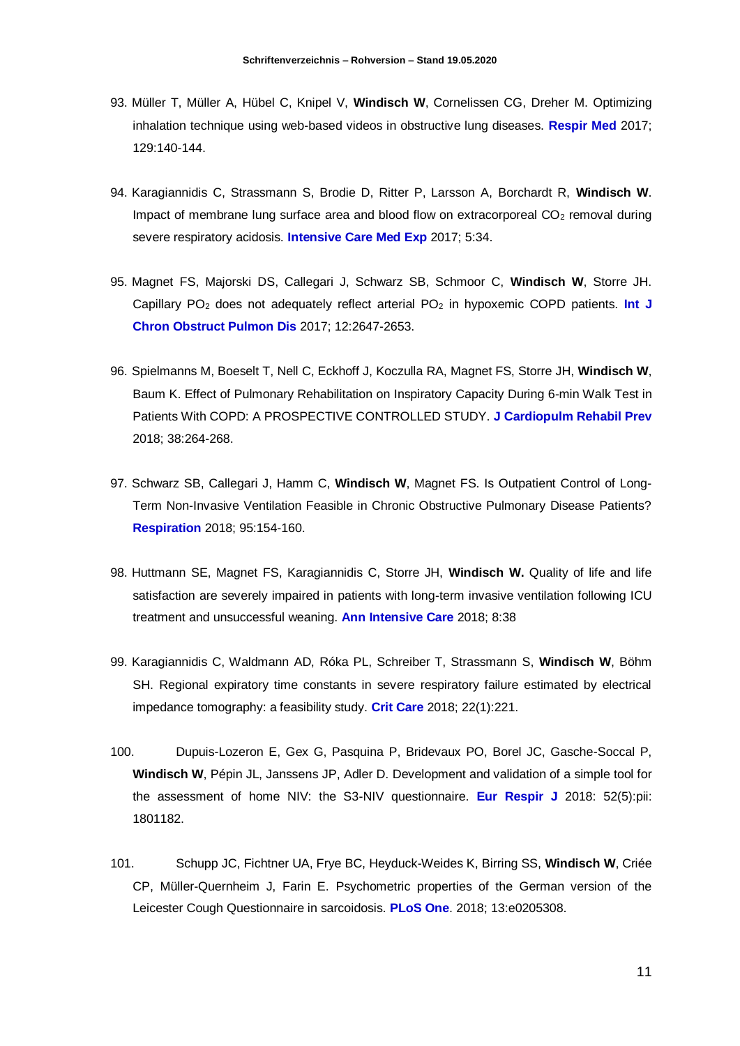93. Müller T, Müller A, Hübel C, Knipel V, **Windisch W**, Cornelissen CG, Dreher M. Optimizing inhalation technique using web-based videos in obstructive lung diseases. **Respir Med** 2017; 129:140-144.

94. Karagiannidis C, Strassmann S, Brodie D, Ritter P, Larsson A, Borchardt R, **Windisch W**. Impact of membrane lung surface area and blood flow on extracorporeal $CO_2$ removal during severe respiratory acidosis. **Intensive Care Med Exp** 2017; 5:34.

95. Magnet FS, Majorski DS, Callegari J, Schwarz SB, Schmoor C, **Windisch W**, Storre JH. Capillary $PO_2$ does not adequately reflect arterial $PO_2$ in hypoxemic COPD patients. **Int J Chron Obstruct Pulmon Dis** 2017; 12:2647-2653.

96. Spielmanns M, Boeselt T, Nell C, Eckhoff J, Koczulla RA, Magnet FS, Storre JH, **Windisch W**, Baum K. Effect of Pulmonary Rehabilitation on Inspiratory Capacity During 6-min Walk Test in Patients With COPD: A PROSPECTIVE CONTROLLED STUDY. **J Cardiopulm Rehabil Prev** 2018; 38:264-268.

97. Schwarz SB, Callegari J, Hamm C, **Windisch W**, Magnet FS. Is Outpatient Control of Long-Term Non-Invasive Ventilation Feasible in Chronic Obstructive Pulmonary Disease Patients? **Respiration** 2018; 95:154-160.

98. Huttmann SE, Magnet FS, Karagiannidis C, Storre JH, **Windisch W.** Quality of life and life satisfaction are severely impaired in patients with long-term invasive ventilation following ICU treatment and unsuccessful weaning. **Ann Intensive Care** 2018; 8:38

99. Karagiannidis C, Waldmann AD, Róka PL, Schreiber T, Strassmann S, **Windisch W**, Böhm SH. Regional expiratory time constants in severe respiratory failure estimated by electrical impedance tomography: a feasibility study. **Crit Care** 2018; 22(1):221.

100. Dupuis-Lozeron E, Gex G, Pasquina P, Bridevaux PO, Borel JC, Gasche-Soccal P, **Windisch W**, Pépin JL, Janssens JP, Adler D. Development and validation of a simple tool for the assessment of home NIV: the S3-NIV questionnaire. **Eur Respir J** 2018: 52(5):pii: 1801182.

101. Schupp JC, Fichtner UA, Frye BC, Heyduck-Weides K, Birring SS, **Windisch W**, Criée CP, Müller-Quernheim J, Farin E. Psychometric properties of the German version of the Leicester Cough Questionnaire in sarcoidosis. **PLoS One**. 2018; 13:e0205308.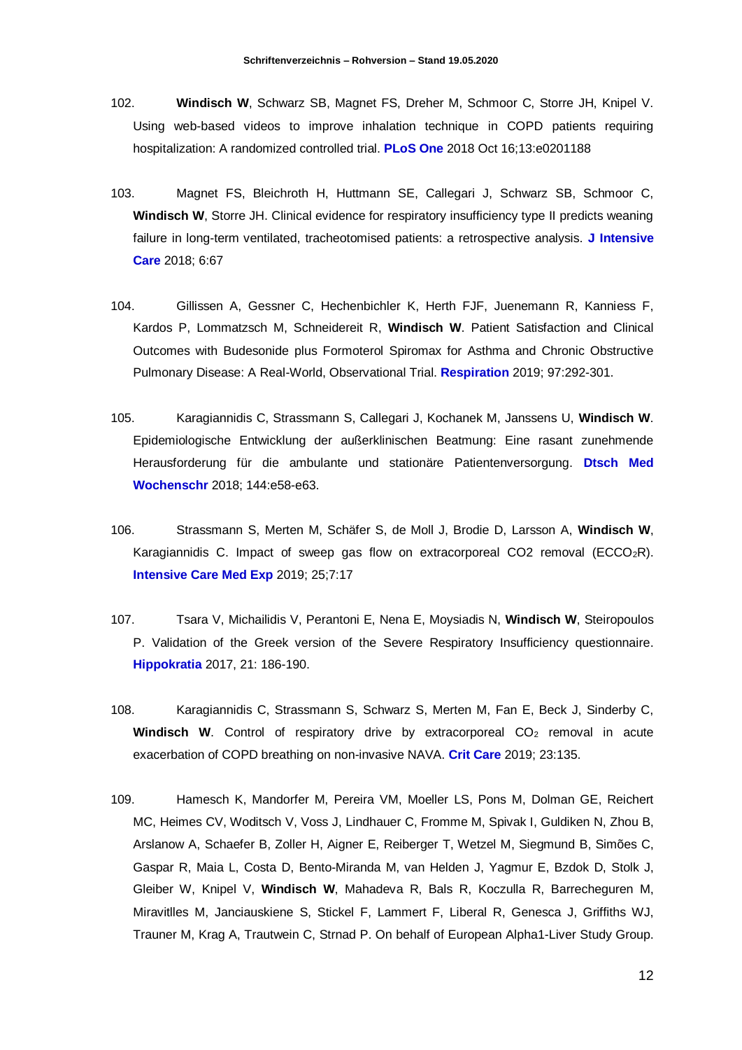102. **Windisch W**, Schwarz SB, Magnet FS, Dreher M, Schmoor C, Storre JH, Knipel V. Using web-based videos to improve inhalation technique in COPD patients requiring hospitalization: A randomized controlled trial. **PLoS One** 2018 Oct 16;13:e0201188

103. Magnet FS, Bleichroth H, Huttmann SE, Callegari J, Schwarz SB, Schmoor C, **Windisch W**, Storre JH. Clinical evidence for respiratory insufficiency type II predicts weaning failure in long-term ventilated, tracheotomised patients: a retrospective analysis. **J Intensive Care** 2018; 6:67

104. Gillissen A, Gessner C, Hechenbichler K, Herth FJF, Juenemann R, Kanniess F, Kardos P, Lommatzsch M, Schneidereit R, **Windisch W**. Patient Satisfaction and Clinical Outcomes with Budesonide plus Formoterol Spiromax for Asthma and Chronic Obstructive Pulmonary Disease: A Real-World, Observational Trial. **Respiration** 2019; 97:292-301.

105. Karagiannidis C, Strassmann S, Callegari J, Kochanek M, Janssens U, **Windisch W**. Epidemiologische Entwicklung der außerklinischen Beatmung: Eine rasant zunehmende Herausforderung für die ambulante und stationäre Patientenversorgung. **Dtsch Med Wochenschr** 2018; 144:e58-e63.

106. Strassmann S, Merten M, Schäfer S, de Moll J, Brodie D, Larsson A, **Windisch W**, Karagiannidis C. Impact of sweep gas flow on extracorporeal CO2 removal (ECCO$_2$R). **Intensive Care Med Exp** 2019; 25;7:17

107. Tsara V, Michailidis V, Perantoni E, Nena E, Moysiadis N, **Windisch W**, Steiropoulos P. Validation of the Greek version of the Severe Respiratory Insufficiency questionnaire. **Hippokratia** 2017, 21: 186-190.

108. Karagiannidis C, Strassmann S, Schwarz S, Merten M, Fan E, Beck J, Sinderby C, **Windisch W**. Control of respiratory drive by extracorporeal $CO_2$ removal in acute exacerbation of COPD breathing on non-invasive NAVA. **Crit Care** 2019; 23:135.

109. Hamesch K, Mandorfer M, Pereira VM, Moeller LS, Pons M, Dolman GE, Reichert MC, Heimes CV, Woditsch V, Voss J, Lindhauer C, Fromme M, Spivak I, Guldiken N, Zhou B, Arslanow A, Schaefer B, Zoller H, Aigner E, Reiberger T, Wetzel M, Siegmund B, Simões C, Gaspar R, Maia L, Costa D, Bento-Miranda M, van Helden J, Yagmur E, Bzdok D, Stolk J, Gleiber W, Knipel V, **Windisch W**, Mahadeva R, Bals R, Koczulla R, Barrecheguren M, Miravitlles M, Janciauskiene S, Stickel F, Lammert F, Liberal R, Genesca J, Griffiths WJ, Trauner M, Krag A, Trautwein C, Strnad P. On behalf of European Alpha1-Liver Study Group.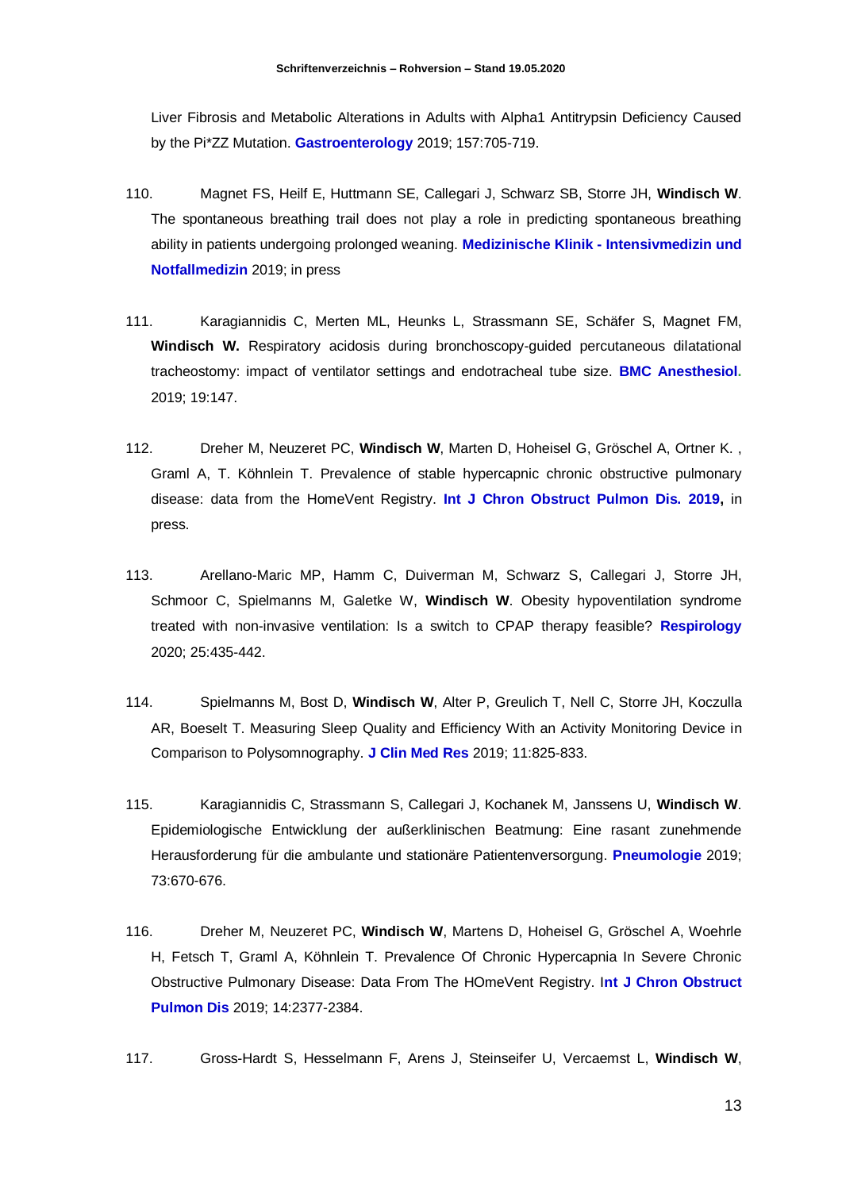Liver Fibrosis and Metabolic Alterations in Adults with Alpha1 Antitrypsin Deficiency Caused by the Pi*ZZ Mutation. **Gastroenterology** 2019; 157:705-719.

110. Magnet FS, Heilf E, Huttmann SE, Callegari J, Schwarz SB, Storre JH, **Windisch W**. The spontaneous breathing trail does not play a role in predicting spontaneous breathing ability in patients undergoing prolonged weaning. **Medizinische Klinik - Intensivmedizin und Notfallmedizin** 2019; in press

111. Karagiannidis C, Merten ML, Heunks L, Strassmann SE, Schäfer S, Magnet FM, **Windisch W.** Respiratory acidosis during bronchoscopy-guided percutaneous dilatational tracheostomy: impact of ventilator settings and endotracheal tube size. **BMC Anesthesiol.** 2019; 19:147.

112. Dreher M, Neuzeret PC, **Windisch W**, Marten D, Hoheisel G, Gröschel A, Ortner K. , Graml A, T. Köhnlein T. Prevalence of stable hypercapnic chronic obstructive pulmonary disease: data from the HomeVent Registry. **Int J Chron Obstruct Pulmon Dis. 2019,** in press.

113. Arellano-Maric MP, Hamm C, Duiverman M, Schwarz S, Callegari J, Storre JH, Schmoor C, Spielmanns M, Galetke W, **Windisch W**. Obesity hypoventilation syndrome treated with non-invasive ventilation: Is a switch to CPAP therapy feasible? **Respirology** 2020; 25:435-442.

114. Spielmanns M, Bost D, **Windisch W**, Alter P, Greulich T, Nell C, Storre JH, Koczulla AR, Boeselt T. Measuring Sleep Quality and Efficiency With an Activity Monitoring Device in Comparison to Polysomnography. **J Clin Med Res** 2019; 11:825-833.

115. Karagiannidis C, Strassmann S, Callegari J, Kochanek M, Janssens U, **Windisch W**. Epidemiologische Entwicklung der außerklinischen Beatmung: Eine rasant zunehmende Herausforderung für die ambulante und stationäre Patientenversorgung. **Pneumologie** 2019; 73:670-676.

116. Dreher M, Neuzeret PC, **Windisch W**, Martens D, Hoheisel G, Gröschel A, Woehrle H, Fetsch T, Graml A, Köhnlein T. Prevalence Of Chronic Hypercapnia In Severe Chronic Obstructive Pulmonary Disease: Data From The HOmeVent Registry. **Int J Chron Obstruct Pulmon Dis** 2019; 14:2377-2384.

117. Gross-Hardt S, Hesselmann F, Arens J, Steinseifer U, Vercaemst L, **Windisch W**,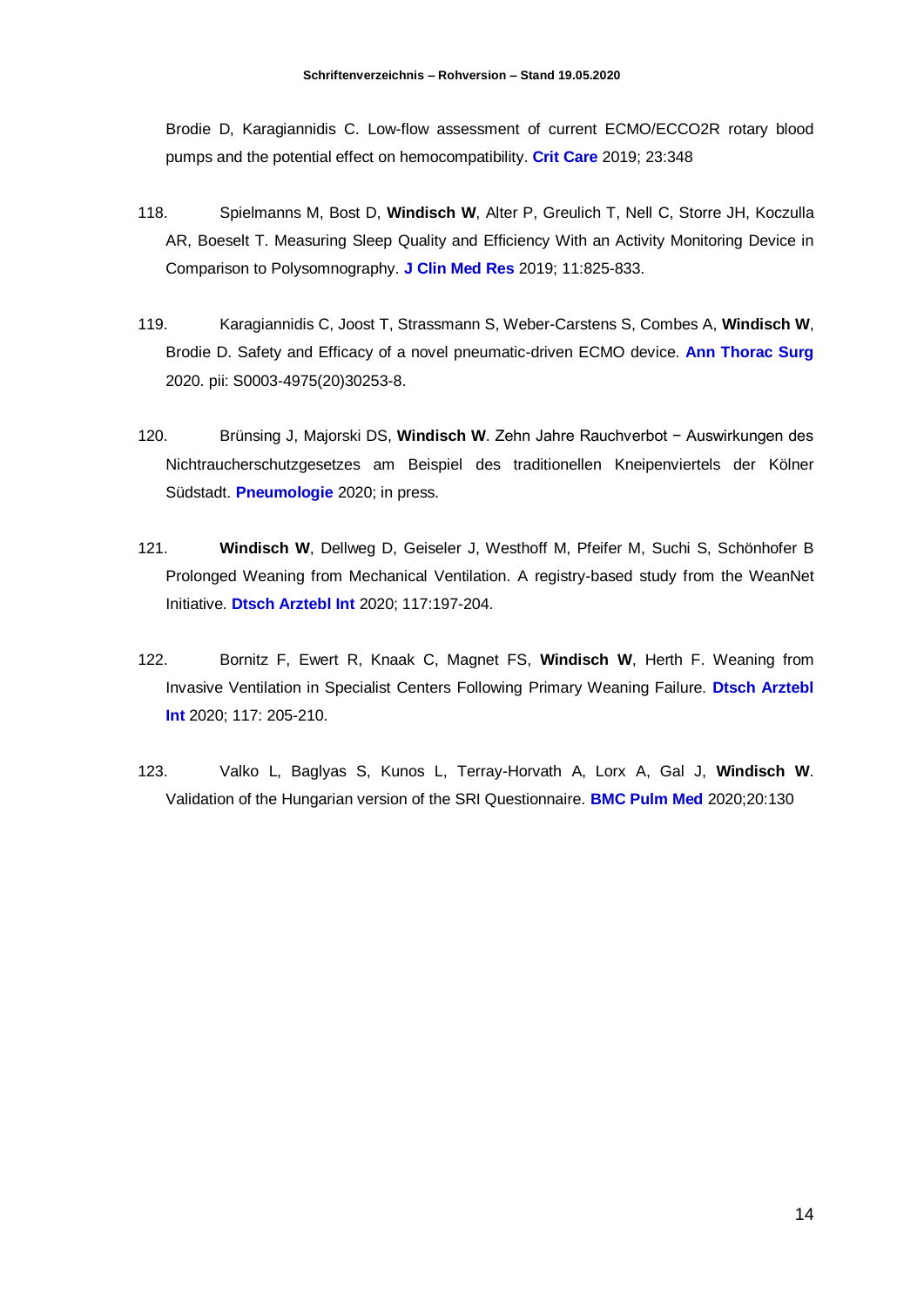Brodie D, Karagiannidis C. Low-flow assessment of current ECMO/ECCO2R rotary blood pumps and the potential effect on hemocompatibility. **Crit Care** 2019; 23:348

118. Spielmanns M, Bost D, **Windisch W**, Alter P, Greulich T, Nell C, Storre JH, Koczulla AR, Boeselt T. Measuring Sleep Quality and Efficiency With an Activity Monitoring Device in Comparison to Polysomnography. **J Clin Med Res** 2019; 11:825-833.

119. Karagiannidis C, Joost T, Strassmann S, Weber-Carstens S, Combes A, **Windisch W**, Brodie D. Safety and Efficacy of a novel pneumatic-driven ECMO device. **Ann Thorac Surg** 2020. pii: S0003-4975(20)30253-8.

120. Brünsing J, Majorski DS, **Windisch W**. Zehn Jahre Rauchverbot − Auswirkungen des Nichtraucherschutzgesetzes am Beispiel des traditionellen Kneipenviertels der Kölner Südstadt. **Pneumologie** 2020; in press.

121. **Windisch W**, Dellweg D, Geiseler J, Westhoff M, Pfeifer M, Suchi S, Schönhofer B Prolonged Weaning from Mechanical Ventilation. A registry-based study from the WeanNet Initiative. **Dtsch Arztebl Int** 2020; 117:197-204.

122. Bornitz F, Ewert R, Knaak C, Magnet FS, **Windisch W**, Herth F. Weaning from Invasive Ventilation in Specialist Centers Following Primary Weaning Failure. **Dtsch Arztebl Int** 2020; 117: 205-210.

123. Valko L, Baglyas S, Kunos L, Terray-Horvath A, Lorx A, Gal J, **Windisch W**. Validation of the Hungarian version of the SRI Questionnaire. **BMC Pulm Med** 2020;20:130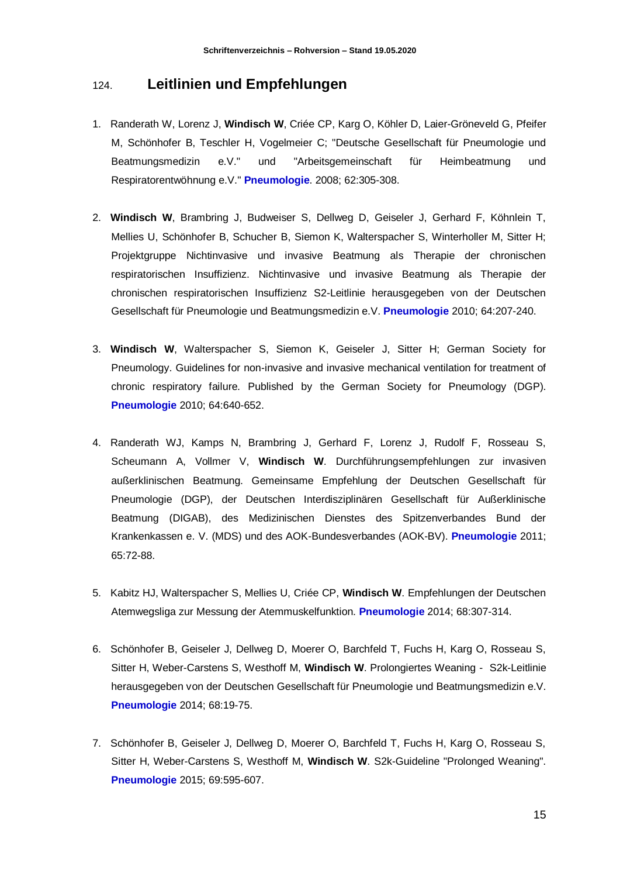## 124. Leitlinien und Empfehlungen

1. Randerath W, Lorenz J, **Windisch W**, Criée CP, Karg O, Köhler D, Laier-Gröneveld G, Pfeifer M, Schönhofer B, Teschler H, Vogelmeier C; "Deutsche Gesellschaft für Pneumologie und Beatmungsmedizin e.V." und "Arbeitsgemeinschaft für Heimbeatmung und Respiratorentwöhnung e.V." **Pneumologie**. 2008; 62:305-308.

2. **Windisch W**, Brambring J, Budweiser S, Dellweg D, Geiseler J, Gerhard F, Köhnlein T, Mellies U, Schönhofer B, Schucher B, Siemon K, Walterspacher S, Winterholler M, Sitter H; Projektgruppe Nichtinvasive und invasive Beatmung als Therapie der chronischen respiratorischen Insuffizienz. Nichtinvasive und invasive Beatmung als Therapie der chronischen respiratorischen Insuffizienz S2-Leitlinie herausgegeben von der Deutschen Gesellschaft für Pneumologie und Beatmungsmedizin e.V. **Pneumologie** 2010; 64:207-240.

3. **Windisch W**, Walterspacher S, Siemon K, Geiseler J, Sitter H; German Society for Pneumology. Guidelines for non-invasive and invasive mechanical ventilation for treatment of chronic respiratory failure. Published by the German Society for Pneumology (DGP). **Pneumologie** 2010; 64:640-652.

4. Randerath WJ, Kamps N, Brambring J, Gerhard F, Lorenz J, Rudolf F, Rosseau S, Scheumann A, Vollmer V, **Windisch W**. Durchführungsempfehlungen zur invasiven außerklinischen Beatmung. Gemeinsame Empfehlung der Deutschen Gesellschaft für Pneumologie (DGP), der Deutschen Interdisziplinären Gesellschaft für Außerklinische Beatmung (DIGAB), des Medizinischen Dienstes des Spitzenverbandes Bund der Krankenkassen e. V. (MDS) und des AOK-Bundesverbandes (AOK-BV). **Pneumologie** 2011; 65:72-88.

5. Kabitz HJ, Walterspacher S, Mellies U, Criée CP, **Windisch W**. Empfehlungen der Deutschen Atemwegsliga zur Messung der Atemmuskelfunktion. **Pneumologie** 2014; 68:307-314.

6. Schönhofer B, Geiseler J, Dellweg D, Moerer O, Barchfeld T, Fuchs H, Karg O, Rosseau S, Sitter H, Weber-Carstens S, Westhoff M, **Windisch W**. Prolongiertes Weaning - S2k-Leitlinie herausgegeben von der Deutschen Gesellschaft für Pneumologie und Beatmungsmedizin e.V. **Pneumologie** 2014; 68:19-75.

7. Schönhofer B, Geiseler J, Dellweg D, Moerer O, Barchfeld T, Fuchs H, Karg O, Rosseau S, Sitter H, Weber-Carstens S, Westhoff M, **Windisch W**. S2k-Guideline "Prolonged Weaning". **Pneumologie** 2015; 69:595-607.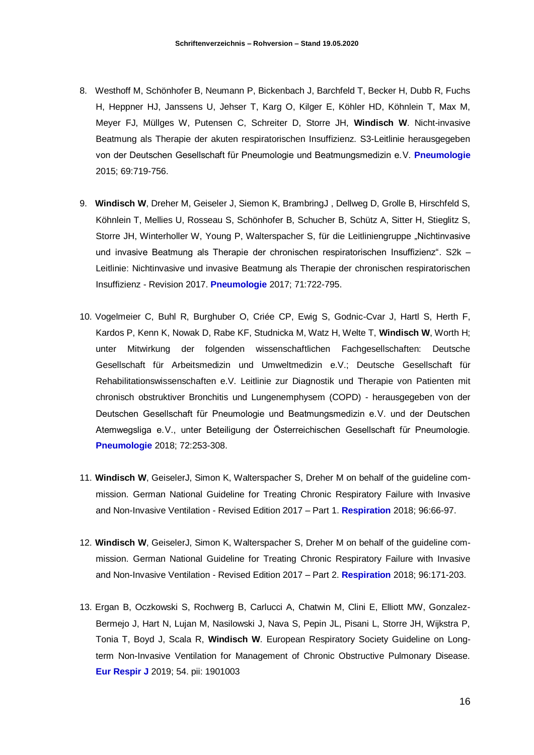8. Westhoff M, Schönhofer B, Neumann P, Bickenbach J, Barchfeld T, Becker H, Dubb R, Fuchs H, Heppner HJ, Janssens U, Jehser T, Karg O, Kilger E, Köhler HD, Köhnlein T, Max M, Meyer FJ, Müllges W, Putensen C, Schreiter D, Storre JH, **Windisch W**. Nicht-invasive Beatmung als Therapie der akuten respiratorischen Insuffizienz. S3-Leitlinie herausgegeben von der Deutschen Gesellschaft für Pneumologie und Beatmungsmedizin e.V. **Pneumologie** 2015; 69:719-756.

9. **Windisch W**, Dreher M, Geiseler J, Siemon K, BrambringJ , Dellweg D, Grolle B, Hirschfeld S, Köhnlein T, Mellies U, Rosseau S, Schönhofer B, Schucher B, Schütz A, Sitter H, Stieglitz S, Storre JH, Winterholler W, Young P, Walterspacher S, für die Leitliniengruppe „Nichtinvasive und invasive Beatmung als Therapie der chronischen respiratorischen Insuffizienz". S2k – Leitlinie: Nichtinvasive und invasive Beatmung als Therapie der chronischen respiratorischen Insuffizienz - Revision 2017. **Pneumologie** 2017; 71:722-795.

10. Vogelmeier C, Buhl R, Burghuber O, Criée CP, Ewig S, Godnic-Cvar J, Hartl S, Herth F, Kardos P, Kenn K, Nowak D, Rabe KF, Studnicka M, Watz H, Welte T, **Windisch W**, Worth H; unter Mitwirkung der folgenden wissenschaftlichen Fachgesellschaften: Deutsche Gesellschaft für Arbeitsmedizin und Umweltmedizin e.V.; Deutsche Gesellschaft für Rehabilitationswissenschaften e.V. Leitlinie zur Diagnostik und Therapie von Patienten mit chronisch obstruktiver Bronchitis und Lungenemphysem (COPD) - herausgegeben von der Deutschen Gesellschaft für Pneumologie und Beatmungsmedizin e.V. und der Deutschen Atemwegsliga e.V., unter Beteiligung der Österreichischen Gesellschaft für Pneumologie. **Pneumologie** 2018; 72:253-308.

11. **Windisch W**, GeiselerJ, Simon K, Walterspacher S, Dreher M on behalf of the guideline commission. German National Guideline for Treating Chronic Respiratory Failure with Invasive and Non-Invasive Ventilation - Revised Edition 2017 – Part 1. **Respiration** 2018; 96:66-97.

12. **Windisch W**, GeiselerJ, Simon K, Walterspacher S, Dreher M on behalf of the guideline commission. German National Guideline for Treating Chronic Respiratory Failure with Invasive and Non-Invasive Ventilation - Revised Edition 2017 – Part 2. **Respiration** 2018; 96:171-203.

13. Ergan B, Oczkowski S, Rochwerg B, Carlucci A, Chatwin M, Clini E, Elliott MW, Gonzalez-Bermejo J, Hart N, Lujan M, Nasilowski J, Nava S, Pepin JL, Pisani L, Storre JH, Wijkstra P, Tonia T, Boyd J, Scala R, **Windisch W**. European Respiratory Society Guideline on Long-term Non-Invasive Ventilation for Management of Chronic Obstructive Pulmonary Disease. **Eur Respir J** 2019; 54. pii: 1901003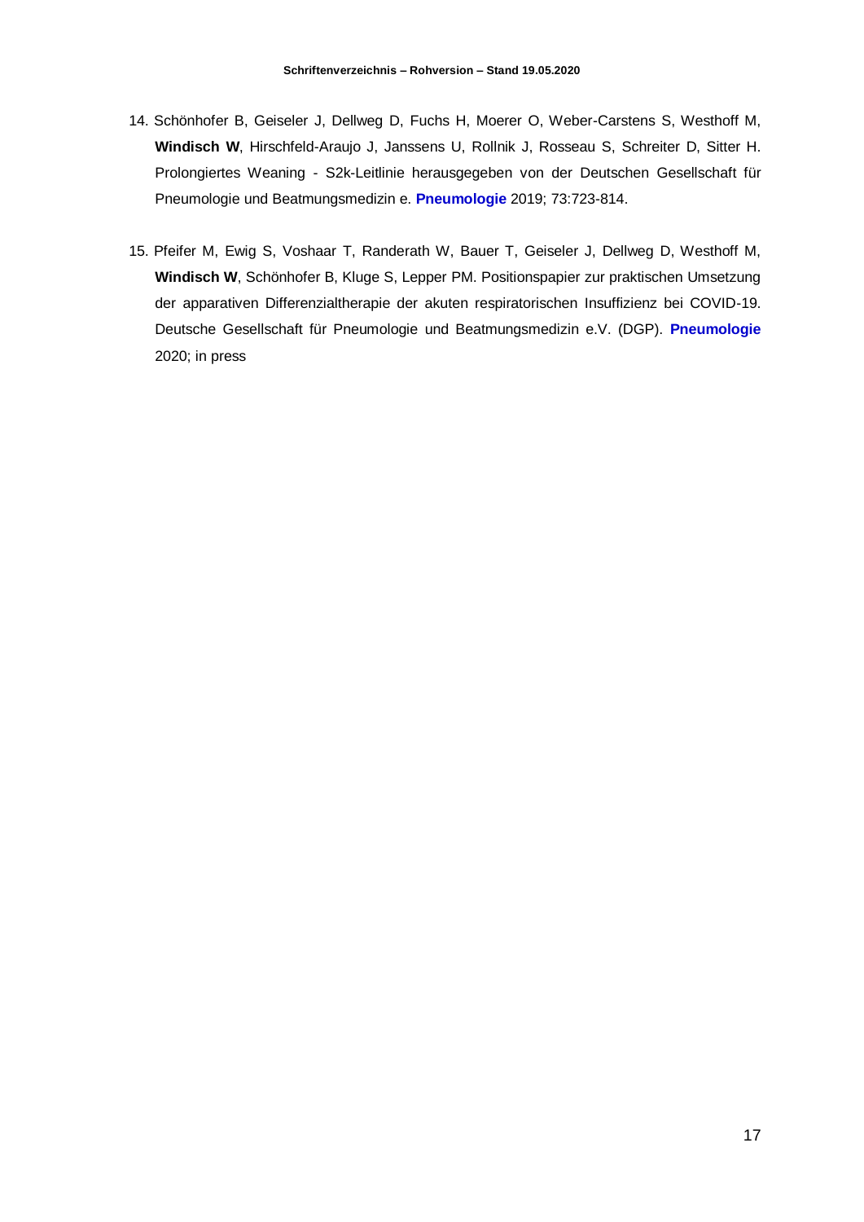14. Schönhofer B, Geiseler J, Dellweg D, Fuchs H, Moerer O, Weber-Carstens S, Westhoff M, **Windisch W**, Hirschfeld-Araujo J, Janssens U, Rollnik J, Rosseau S, Schreiter D, Sitter H. Prolongiertes Weaning - S2k-Leitlinie herausgegeben von der Deutschen Gesellschaft für Pneumologie und Beatmungsmedizin e. **Pneumologie** 2019; 73:723-814.

15. Pfeifer M, Ewig S, Voshaar T, Randerath W, Bauer T, Geiseler J, Dellweg D, Westhoff M, **Windisch W**, Schönhofer B, Kluge S, Lepper PM. Positionspapier zur praktischen Umsetzung der apparativen Differenzialtherapie der akuten respiratorischen Insuffizienz bei COVID-19. Deutsche Gesellschaft für Pneumologie und Beatmungsmedizin e.V. (DGP). **Pneumologie** 2020; in press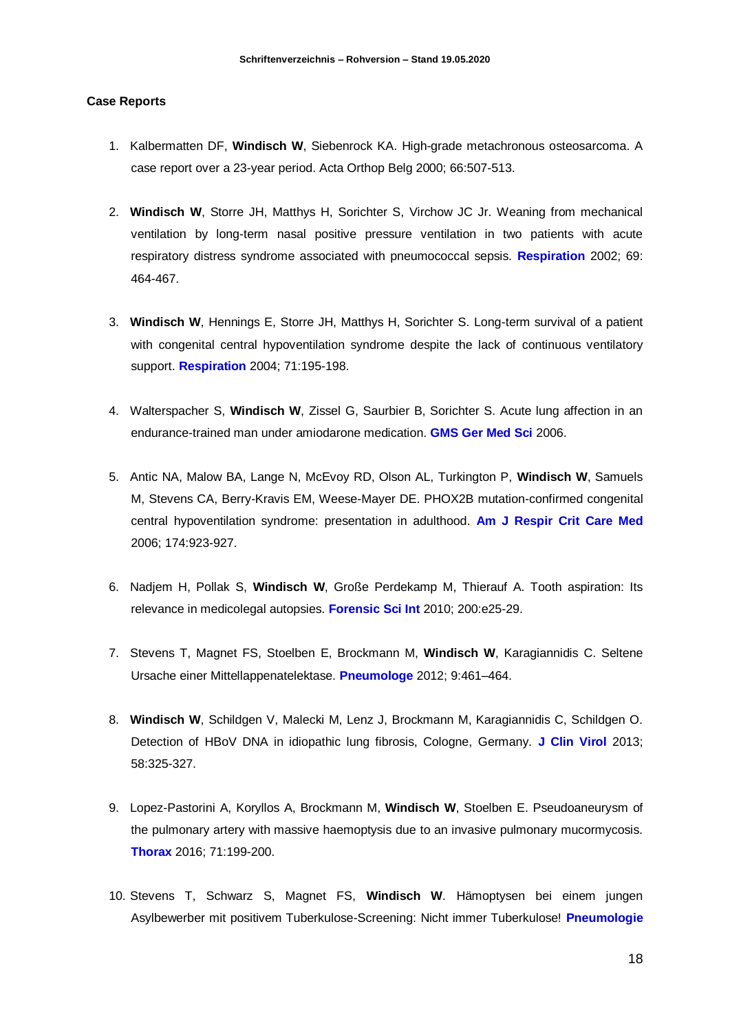**Case Reports**

1. Kalbermatten DF, **Windisch W**, Siebenrock KA. High-grade metachronous osteosarcoma. A case report over a 23-year period. Acta Orthop Belg 2000; 66:507-513.

2. **Windisch W**, Storre JH, Matthys H, Sorichter S, Virchow JC Jr. Weaning from mechanical ventilation by long-term nasal positive pressure ventilation in two patients with acute respiratory distress syndrome associated with pneumococcal sepsis. **Respiration** 2002; 69: 464-467.

3. **Windisch W**, Hennings E, Storre JH, Matthys H, Sorichter S. Long-term survival of a patient with congenital central hypoventilation syndrome despite the lack of continuous ventilatory support. **Respiration** 2004; 71:195-198.

4. Walterspacher S, **Windisch W**, Zissel G, Saurbier B, Sorichter S. Acute lung affection in an endurance-trained man under amiodarone medication. **GMS Ger Med Sci** 2006.

5. Antic NA, Malow BA, Lange N, McEvoy RD, Olson AL, Turkington P, **Windisch W**, Samuels M, Stevens CA, Berry-Kravis EM, Weese-Mayer DE. PHOX2B mutation-confirmed congenital central hypoventilation syndrome: presentation in adulthood. **Am J Respir Crit Care Med** 2006; 174:923-927.

6. Nadjem H, Pollak S, **Windisch W**, Große Perdekamp M, Thierauf A. Tooth aspiration: Its relevance in medicolegal autopsies. **Forensic Sci Int** 2010; 200:e25-29.

7. Stevens T, Magnet FS, Stoelben E, Brockmann M, **Windisch W**, Karagiannidis C. Seltene Ursache einer Mittellappenatelektase. **Pneumologe** 2012; 9:461–464.

8. **Windisch W**, Schildgen V, Malecki M, Lenz J, Brockmann M, Karagiannidis C, Schildgen O. Detection of HBoV DNA in idiopathic lung fibrosis, Cologne, Germany. **J Clin Virol** 2013; 58:325-327.

9. Lopez-Pastorini A, Koryllos A, Brockmann M, **Windisch W**, Stoelben E. Pseudoaneurysm of the pulmonary artery with massive haemoptysis due to an invasive pulmonary mucormycosis. **Thorax** 2016; 71:199-200.

10. Stevens T, Schwarz S, Magnet FS, **Windisch W**. Hämoptysen bei einem jungen Asylbewerber mit positivem Tuberkulose-Screening: Nicht immer Tuberkulose! **Pneumologie**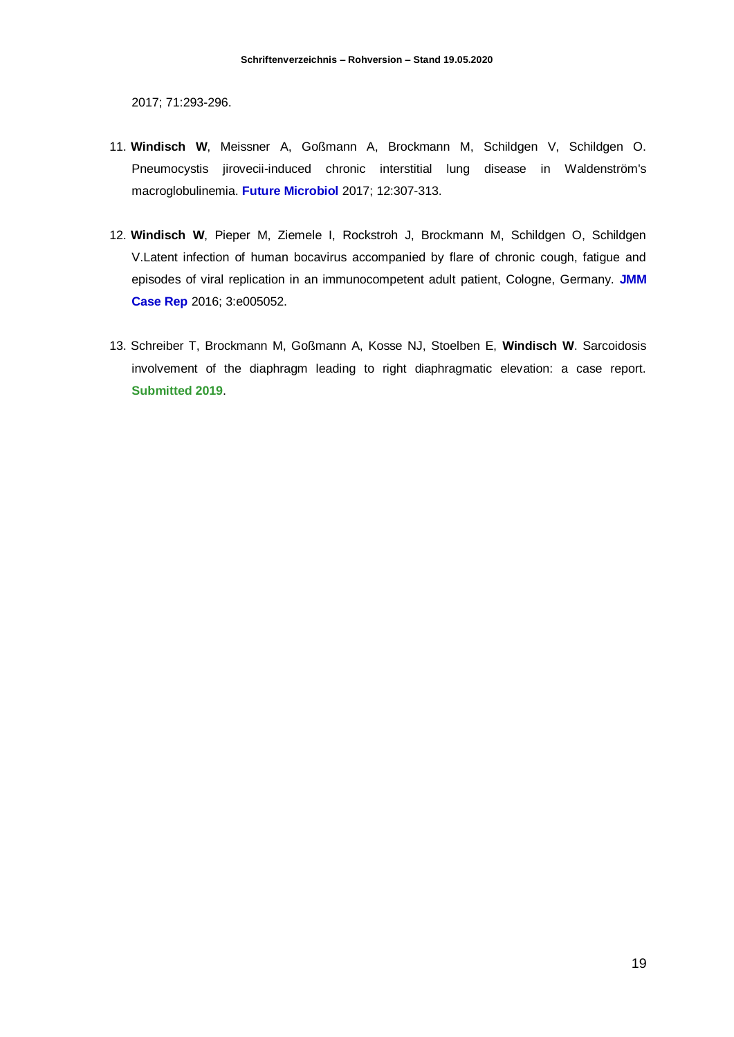2017; 71:293-296.

11. **Windisch W**, Meissner A, Goßmann A, Brockmann M, Schildgen V, Schildgen O. Pneumocystis jirovecii-induced chronic interstitial lung disease in Waldenström's macroglobulinemia. **Future Microbiol** 2017; 12:307-313.

12. **Windisch W**, Pieper M, Ziemele I, Rockstroh J, Brockmann M, Schildgen O, Schildgen V.Latent infection of human bocavirus accompanied by flare of chronic cough, fatigue and episodes of viral replication in an immunocompetent adult patient, Cologne, Germany. **JMM Case Rep** 2016; 3:e005052.

13. Schreiber T, Brockmann M, Goßmann A, Kosse NJ, Stoelben E, **Windisch W**. Sarcoidosis involvement of the diaphragm leading to right diaphragmatic elevation: a case report. **Submitted 2019**.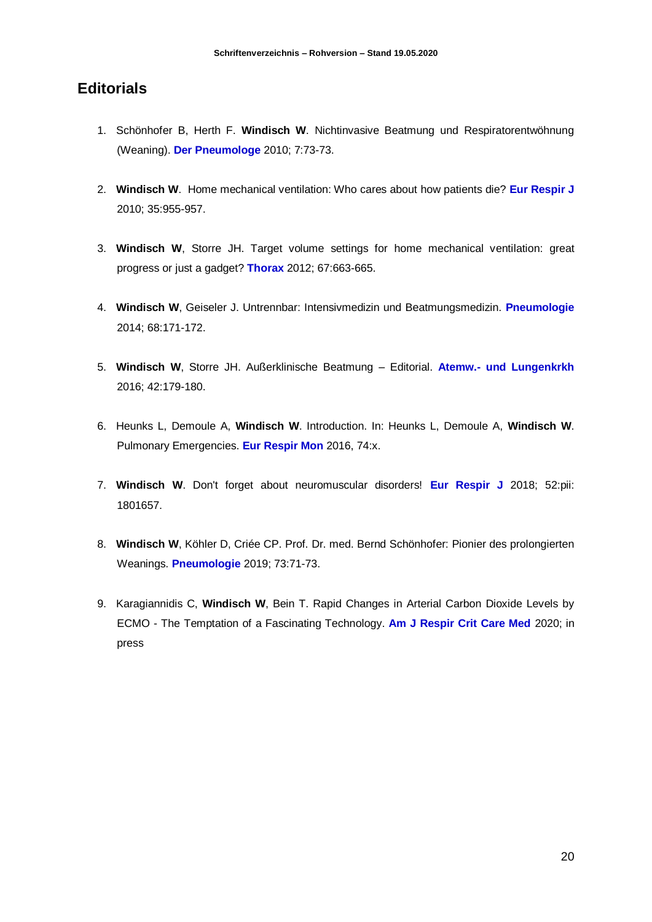## Editorials

1. Schönhofer B, Herth F. **Windisch W**. Nichtinvasive Beatmung und Respiratorentwöhnung (Weaning). **Der Pneumologe** 2010; 7:73-73.

2. **Windisch W**. Home mechanical ventilation: Who cares about how patients die? **Eur Respir J** 2010; 35:955-957.

3. **Windisch W**, Storre JH. Target volume settings for home mechanical ventilation: great progress or just a gadget? **Thorax** 2012; 67:663-665.

4. **Windisch W**, Geiseler J. Untrennbar: Intensivmedizin und Beatmungsmedizin. **Pneumologie** 2014; 68:171-172.

5. **Windisch W**, Storre JH. Außerklinische Beatmung – Editorial. **Atemw.- und Lungenkrkh** 2016; 42:179-180.

6. Heunks L, Demoule A, **Windisch W**. Introduction. In: Heunks L, Demoule A, **Windisch W**. Pulmonary Emergencies. **Eur Respir Mon** 2016, 74:x.

7. **Windisch W**. Don't forget about neuromuscular disorders! **Eur Respir J** 2018; 52:pii: 1801657.

8. **Windisch W**, Köhler D, Criée CP. Prof. Dr. med. Bernd Schönhofer: Pionier des prolongierten Weanings. **Pneumologie** 2019; 73:71-73.

9. Karagiannidis C, **Windisch W**, Bein T. Rapid Changes in Arterial Carbon Dioxide Levels by ECMO - The Temptation of a Fascinating Technology. **Am J Respir Crit Care Med** 2020; in press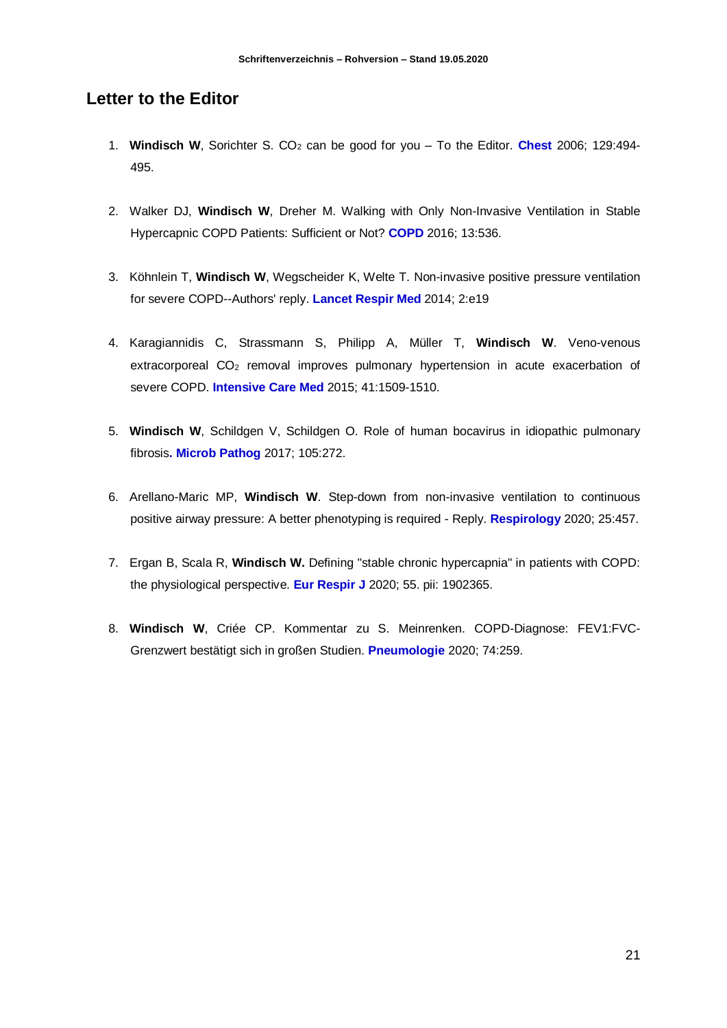## Letter to the Editor

1. **Windisch W**, Sorichter S. $CO_2$ can be good for you – To the Editor. **Chest** 2006; 129:494-495.

2. Walker DJ, **Windisch W**, Dreher M. Walking with Only Non-Invasive Ventilation in Stable Hypercapnic COPD Patients: Sufficient or Not? **COPD** 2016; 13:536.

3. Köhnlein T, **Windisch W**, Wegscheider K, Welte T. Non-invasive positive pressure ventilation for severe COPD--Authors' reply. **Lancet Respir Med** 2014; 2:e19

4. Karagiannidis C, Strassmann S, Philipp A, Müller T, **Windisch W**. Veno-venous extracorporeal $CO_2$ removal improves pulmonary hypertension in acute exacerbation of severe COPD. **Intensive Care Med** 2015; 41:1509-1510.

5. **Windisch W**, Schildgen V, Schildgen O. Role of human bocavirus in idiopathic pulmonary fibrosis**.** **Microb Pathog** 2017; 105:272.

6. Arellano-Maric MP, **Windisch W**. Step-down from non-invasive ventilation to continuous positive airway pressure: A better phenotyping is required - Reply. **Respirology** 2020; 25:457.

7. Ergan B, Scala R, **Windisch W.** Defining "stable chronic hypercapnia" in patients with COPD: the physiological perspective. **Eur Respir J** 2020; 55. pii: 1902365.

8. **Windisch W**, Criée CP. Kommentar zu S. Meinrenken. COPD-Diagnose: FEV1:FVC-Grenzwert bestätigt sich in großen Studien. **Pneumologie** 2020; 74:259.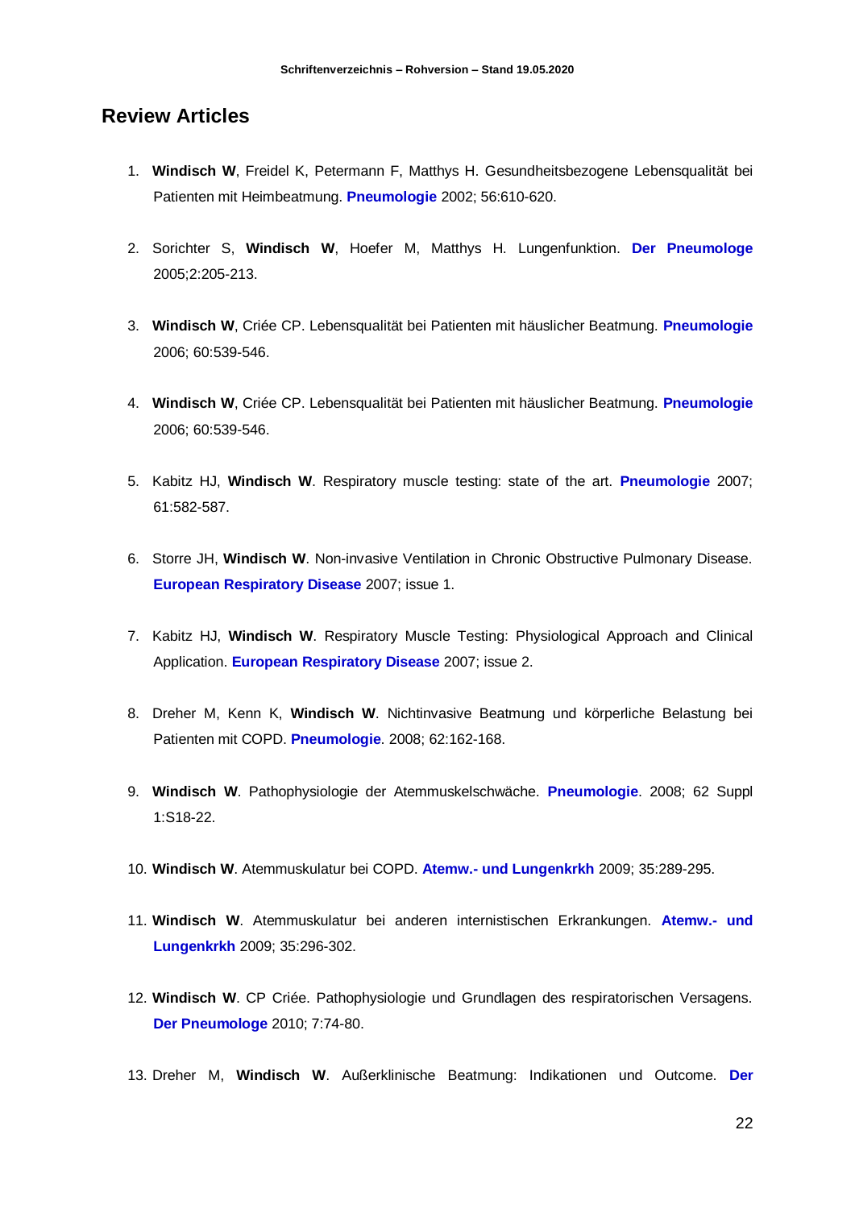## Review Articles

1. **Windisch W**, Freidel K, Petermann F, Matthys H. Gesundheitsbezogene Lebensqualität bei Patienten mit Heimbeatmung. **Pneumologie** 2002; 56:610-620.
2. Sorichter S, **Windisch W**, Hoefer M, Matthys H. Lungenfunktion. **Der Pneumologe** 2005;2:205-213.
3. **Windisch W**, Criée CP. Lebensqualität bei Patienten mit häuslicher Beatmung. **Pneumologie** 2006; 60:539-546.
4. **Windisch W**, Criée CP. Lebensqualität bei Patienten mit häuslicher Beatmung. **Pneumologie** 2006; 60:539-546.
5. Kabitz HJ, **Windisch W**. Respiratory muscle testing: state of the art. **Pneumologie** 2007; 61:582-587.
6. Storre JH, **Windisch W**. Non-invasive Ventilation in Chronic Obstructive Pulmonary Disease. **European Respiratory Disease** 2007; issue 1.
7. Kabitz HJ, **Windisch W**. Respiratory Muscle Testing: Physiological Approach and Clinical Application. **European Respiratory Disease** 2007; issue 2.
8. Dreher M, Kenn K, **Windisch W**. Nichtinvasive Beatmung und körperliche Belastung bei Patienten mit COPD. **Pneumologie**. 2008; 62:162-168.
9. **Windisch W**. Pathophysiologie der Atemmuskelschwäche. **Pneumologie**. 2008; 62 Suppl 1:S18-22.
10. **Windisch W**. Atemmuskulatur bei COPD. **Atemw.- und Lungenkrkh** 2009; 35:289-295.
11. **Windisch W**. Atemmuskulatur bei anderen internistischen Erkrankungen. **Atemw.- und Lungenkrkh** 2009; 35:296-302.
12. **Windisch W**. CP Criée. Pathophysiologie und Grundlagen des respiratorischen Versagens. **Der Pneumologe** 2010; 7:74-80.
13. Dreher M, **Windisch W**. Außerklinische Beatmung: Indikationen und Outcome. **Der**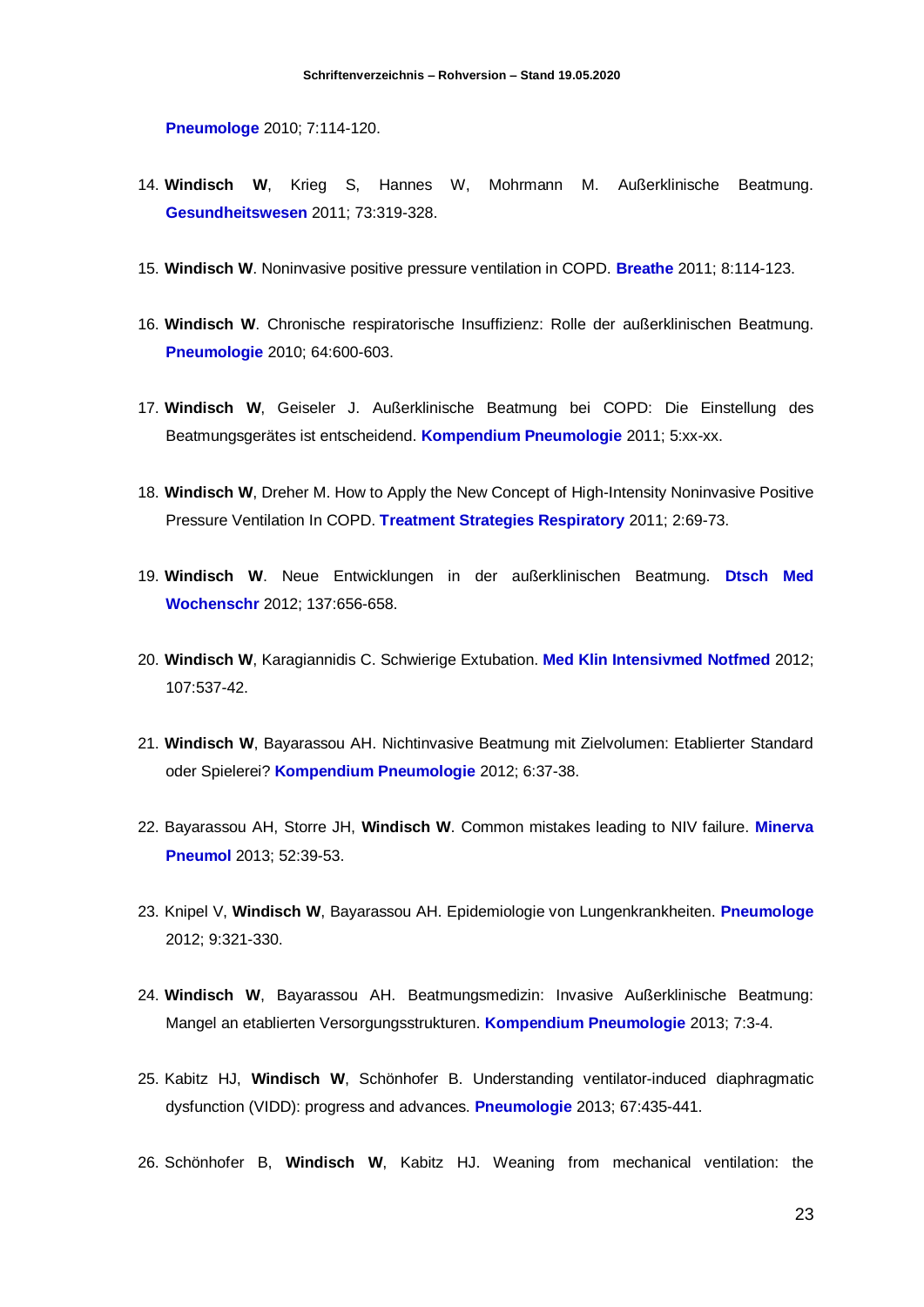**Pneumologe** 2010; 7:114-120.

14. **Windisch W**, Krieg S, Hannes W, Mohrmann M. Außerklinische Beatmung. **Gesundheitswesen** 2011; 73:319-328.

15. **Windisch W**. Noninvasive positive pressure ventilation in COPD. **Breathe** 2011; 8:114-123.

16. **Windisch W**. Chronische respiratorische Insuffizienz: Rolle der außerklinischen Beatmung. **Pneumologie** 2010; 64:600-603.

17. **Windisch W**, Geiseler J. Außerklinische Beatmung bei COPD: Die Einstellung des Beatmungsgerätes ist entscheidend. **Kompendium Pneumologie** 2011; 5:xx-xx.

18. **Windisch W**, Dreher M. How to Apply the New Concept of High-Intensity Noninvasive Positive Pressure Ventilation In COPD. **Treatment Strategies Respiratory** 2011; 2:69-73.

19. **Windisch W**. Neue Entwicklungen in der außerklinischen Beatmung. **Dtsch Med Wochenschr** 2012; 137:656-658.

20. **Windisch W**, Karagiannidis C. Schwierige Extubation. **Med Klin Intensivmed Notfmed** 2012; 107:537-42.

21. **Windisch W**, Bayarassou AH. Nichtinvasive Beatmung mit Zielvolumen: Etablierter Standard oder Spielerei? **Kompendium Pneumologie** 2012; 6:37-38.

22. Bayarassou AH, Storre JH, **Windisch W**. Common mistakes leading to NIV failure. **Minerva Pneumol** 2013; 52:39-53.

23. Knipel V, **Windisch W**, Bayarassou AH. Epidemiologie von Lungenkrankheiten. **Pneumologe** 2012; 9:321-330.

24. **Windisch W**, Bayarassou AH. Beatmungsmedizin: Invasive Außerklinische Beatmung: Mangel an etablierten Versorgungsstrukturen. **Kompendium Pneumologie** 2013; 7:3-4.

25. Kabitz HJ, **Windisch W**, Schönhofer B. Understanding ventilator-induced diaphragmatic dysfunction (VIDD): progress and advances. **Pneumologie** 2013; 67:435-441.

26. Schönhofer B, **Windisch W**, Kabitz HJ. Weaning from mechanical ventilation: the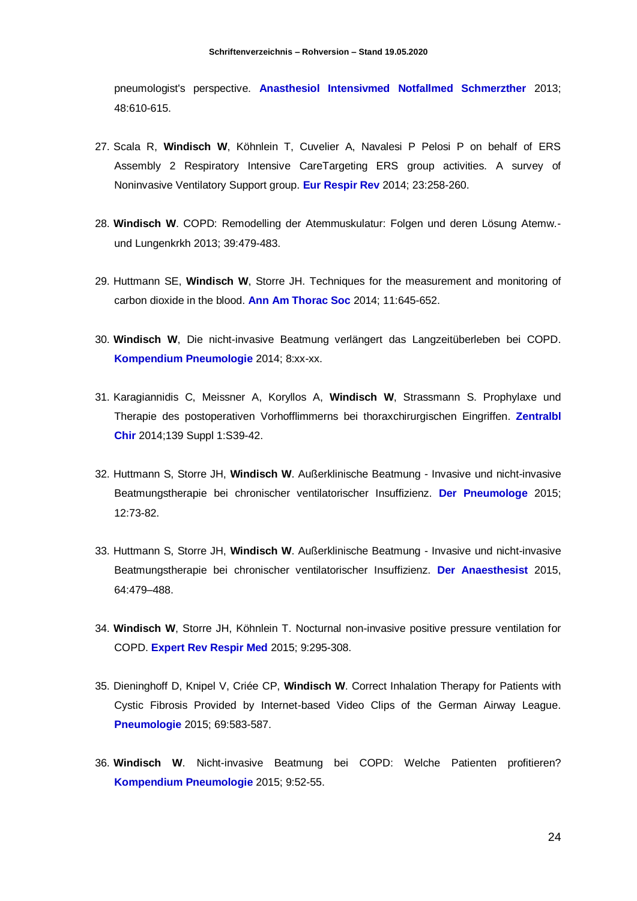pneumologist's perspective. **Anasthesiol Intensivmed Notfallmed Schmerzther** 2013; 48:610-615.

27. Scala R, **Windisch W**, Köhnlein T, Cuvelier A, Navalesi P Pelosi P on behalf of ERS Assembly 2 Respiratory Intensive CareTargeting ERS group activities. A survey of Noninvasive Ventilatory Support group. **Eur Respir Rev** 2014; 23:258-260.

28. **Windisch W**. COPD: Remodelling der Atemmuskulatur: Folgen und deren Lösung Atemw.- und Lungenkrkh 2013; 39:479-483.

29. Huttmann SE, **Windisch W**, Storre JH. Techniques for the measurement and monitoring of carbon dioxide in the blood. **Ann Am Thorac Soc** 2014; 11:645-652.

30. **Windisch W**, Die nicht-invasive Beatmung verlängert das Langzeitüberleben bei COPD. **Kompendium Pneumologie** 2014; 8:xx-xx.

31. Karagiannidis C, Meissner A, Koryllos A, **Windisch W**, Strassmann S. Prophylaxe und Therapie des postoperativen Vorhofflimmerns bei thoraxchirurgischen Eingriffen. **Zentralbl Chir** 2014;139 Suppl 1:S39-42.

32. Huttmann S, Storre JH, **Windisch W**. Außerklinische Beatmung - Invasive und nicht-invasive Beatmungstherapie bei chronischer ventilatorischer Insuffizienz. **Der Pneumologe** 2015; 12:73-82.

33. Huttmann S, Storre JH, **Windisch W**. Außerklinische Beatmung - Invasive und nicht-invasive Beatmungstherapie bei chronischer ventilatorischer Insuffizienz. **Der Anaesthesist** 2015, 64:479–488.

34. **Windisch W**, Storre JH, Köhnlein T. Nocturnal non-invasive positive pressure ventilation for COPD. **Expert Rev Respir Med** 2015; 9:295-308.

35. Dieninghoff D, Knipel V, Criée CP, **Windisch W**. Correct Inhalation Therapy for Patients with Cystic Fibrosis Provided by Internet-based Video Clips of the German Airway League. **Pneumologie** 2015; 69:583-587.

36. **Windisch W**. Nicht-invasive Beatmung bei COPD: Welche Patienten profitieren? **Kompendium Pneumologie** 2015; 9:52-55.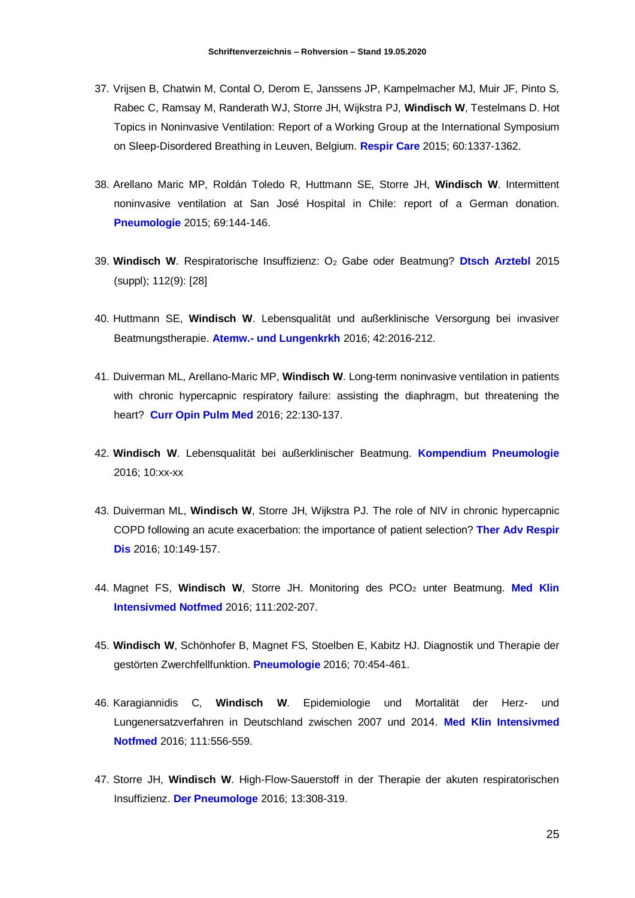37. Vrijsen B, Chatwin M, Contal O, Derom E, Janssens JP, Kampelmacher MJ, Muir JF, Pinto S, Rabec C, Ramsay M, Randerath WJ, Storre JH, Wijkstra PJ, **Windisch W**, Testelmans D. Hot Topics in Noninvasive Ventilation: Report of a Working Group at the International Symposium on Sleep-Disordered Breathing in Leuven, Belgium. **Respir Care** 2015; 60:1337-1362.

38. Arellano Maric MP, Roldán Toledo R, Huttmann SE, Storre JH, **Windisch W**. Intermittent noninvasive ventilation at San José Hospital in Chile: report of a German donation. **Pneumologie** 2015; 69:144-146.

39. **Windisch W**. Respiratorische Insuffizienz: $O_2$ Gabe oder Beatmung? **Dtsch Arztebl** 2015 (suppl); 112(9): [28]

40. Huttmann SE, **Windisch W**. Lebensqualität und außerklinische Versorgung bei invasiver Beatmungstherapie. **Atemw.- und Lungenkrkh** 2016; 42:2016-212.

41. Duiverman ML, Arellano-Maric MP, **Windisch W**. Long-term noninvasive ventilation in patients with chronic hypercapnic respiratory failure: assisting the diaphragm, but threatening the heart? **Curr Opin Pulm Med** 2016; 22:130-137.

42. **Windisch W**. Lebensqualität bei außerklinischer Beatmung. **Kompendium Pneumologie** 2016; 10:xx-xx

43. Duiverman ML, **Windisch W**, Storre JH, Wijkstra PJ. The role of NIV in chronic hypercapnic COPD following an acute exacerbation: the importance of patient selection? **Ther Adv Respir Dis** 2016; 10:149-157.

44. Magnet FS, **Windisch W**, Storre JH. Monitoring des $PCO_2$ unter Beatmung. **Med Klin Intensivmed Notfmed** 2016; 111:202-207.

45. **Windisch W**, Schönhofer B, Magnet FS, Stoelben E, Kabitz HJ. Diagnostik und Therapie der gestörten Zwerchfellfunktion. **Pneumologie** 2016; 70:454-461.

46. Karagiannidis C, **Windisch W**. Epidemiologie und Mortalität der Herz- und Lungenersatzverfahren in Deutschland zwischen 2007 und 2014. **Med Klin Intensivmed Notfmed** 2016; 111:556-559.

47. Storre JH, **Windisch W**. High-Flow-Sauerstoff in der Therapie der akuten respiratorischen Insuffizienz. **Der Pneumologe** 2016; 13:308-319.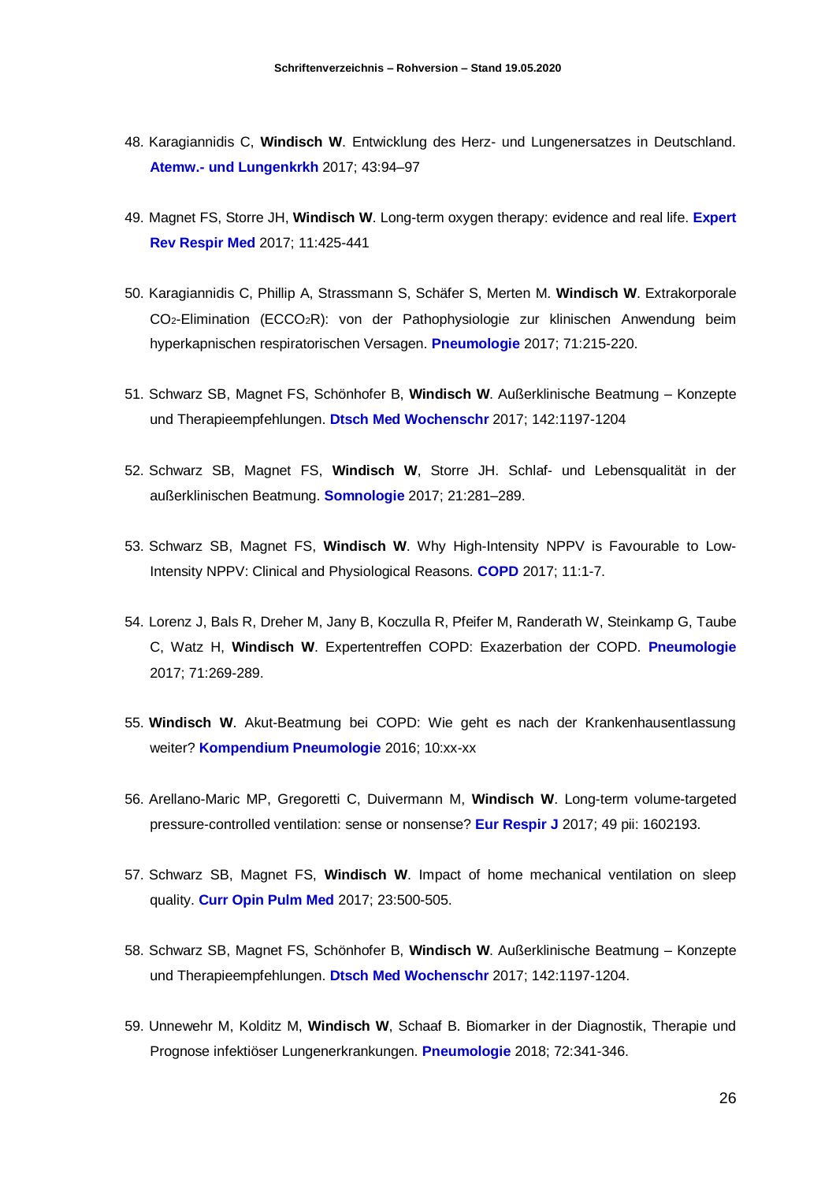48. Karagiannidis C, **Windisch W**. Entwicklung des Herz- und Lungenersatzes in Deutschland. **Atemw.- und Lungenkrkh** 2017; 43:94–97

49. Magnet FS, Storre JH, **Windisch W**. Long-term oxygen therapy: evidence and real life. **Expert Rev Respir Med** 2017; 11:425-441

50. Karagiannidis C, Phillip A, Strassmann S, Schäfer S, Merten M. **Windisch W**. Extrakorporale $CO_2$-Elimination ($ECCO_2R$): von der Pathophysiologie zur klinischen Anwendung beim hyperkapnischen respiratorischen Versagen. **Pneumologie** 2017; 71:215-220.

51. Schwarz SB, Magnet FS, Schönhofer B, **Windisch W**. Außerklinische Beatmung – Konzepte und Therapieempfehlungen. **Dtsch Med Wochenschr** 2017; 142:1197-1204

52. Schwarz SB, Magnet FS, **Windisch W**, Storre JH. Schlaf- und Lebensqualität in der außerklinischen Beatmung. **Somnologie** 2017; 21:281–289.

53. Schwarz SB, Magnet FS, **Windisch W**. Why High-Intensity NPPV is Favourable to Low-Intensity NPPV: Clinical and Physiological Reasons. **COPD** 2017; 11:1-7.

54. Lorenz J, Bals R, Dreher M, Jany B, Koczulla R, Pfeifer M, Randerath W, Steinkamp G, Taube C, Watz H, **Windisch W**. Expertentreffen COPD: Exazerbation der COPD. **Pneumologie** 2017; 71:269-289.

55. **Windisch W**. Akut-Beatmung bei COPD: Wie geht es nach der Krankenhausentlassung weiter? **Kompendium Pneumologie** 2016; 10:xx-xx

56. Arellano-Maric MP, Gregoretti C, Duivermann M, **Windisch W**. Long-term volume-targeted pressure-controlled ventilation: sense or nonsense? **Eur Respir J** 2017; 49 pii: 1602193.

57. Schwarz SB, Magnet FS, **Windisch W**. Impact of home mechanical ventilation on sleep quality. **Curr Opin Pulm Med** 2017; 23:500-505.

58. Schwarz SB, Magnet FS, Schönhofer B, **Windisch W**. Außerklinische Beatmung – Konzepte und Therapieempfehlungen. **Dtsch Med Wochenschr** 2017; 142:1197-1204.

59. Unnewehr M, Kolditz M, **Windisch W**, Schaaf B. Biomarker in der Diagnostik, Therapie und Prognose infektiöser Lungenerkrankungen. **Pneumologie** 2018; 72:341-346.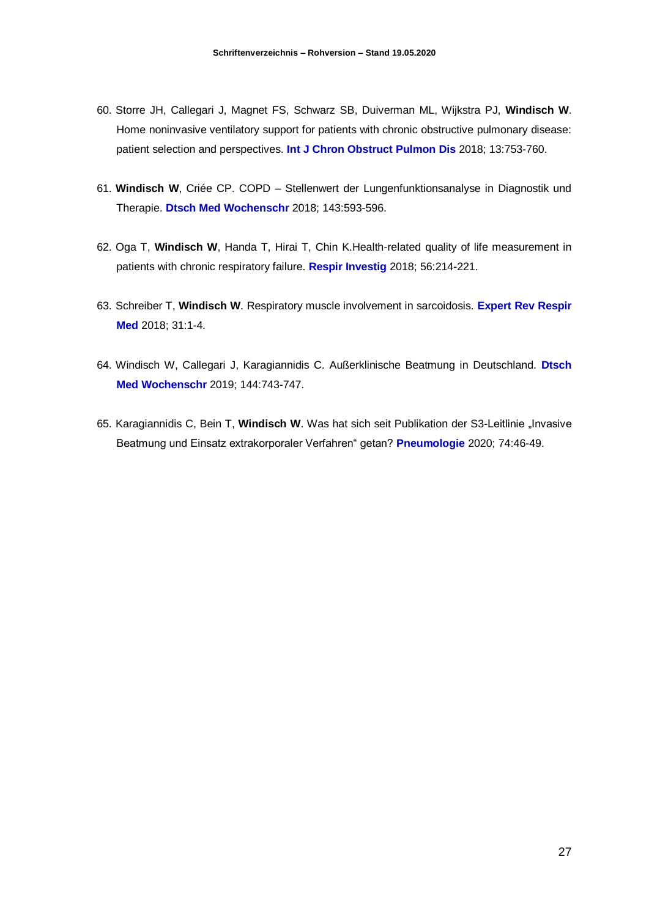60. Storre JH, Callegari J, Magnet FS, Schwarz SB, Duiverman ML, Wijkstra PJ, **Windisch W**. Home noninvasive ventilatory support for patients with chronic obstructive pulmonary disease: patient selection and perspectives. **Int J Chron Obstruct Pulmon Dis** 2018; 13:753-760.

61. **Windisch W**, Criée CP. COPD – Stellenwert der Lungenfunktionsanalyse in Diagnostik und Therapie. **Dtsch Med Wochenschr** 2018; 143:593-596.

62. Oga T, **Windisch W**, Handa T, Hirai T, Chin K.Health-related quality of life measurement in patients with chronic respiratory failure. **Respir Investig** 2018; 56:214-221.

63. Schreiber T, **Windisch W**. Respiratory muscle involvement in sarcoidosis. **Expert Rev Respir Med** 2018; 31:1-4.

64. Windisch W, Callegari J, Karagiannidis C. Außerklinische Beatmung in Deutschland. **Dtsch Med Wochenschr** 2019; 144:743-747.

65. Karagiannidis C, Bein T, **Windisch W**. Was hat sich seit Publikation der S3-Leitlinie „Invasive Beatmung und Einsatz extrakorporaler Verfahren" getan? **Pneumologie** 2020; 74:46-49.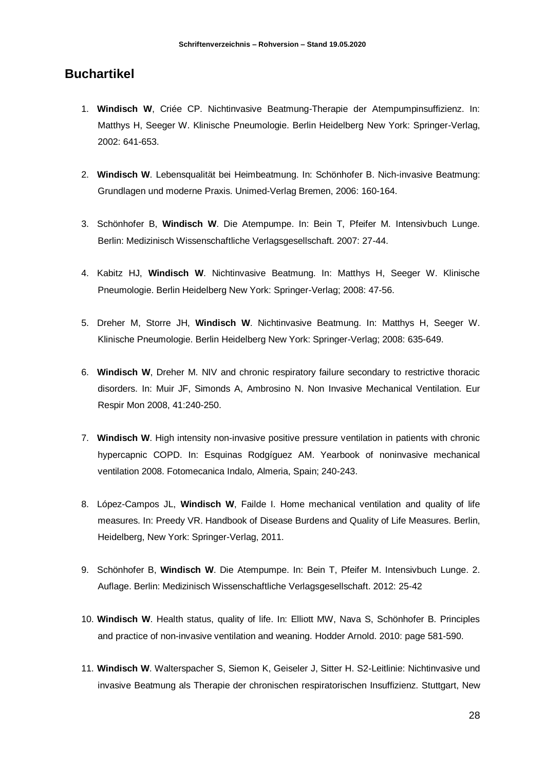## Buchartikel

1. **Windisch W**, Criée CP. Nichtinvasive Beatmung-Therapie der Atempumpinsuffizienz. In: Matthys H, Seeger W. Klinische Pneumologie. Berlin Heidelberg New York: Springer-Verlag, 2002: 641-653.

2. **Windisch W**. Lebensqualität bei Heimbeatmung. In: Schönhofer B. Nich-invasive Beatmung: Grundlagen und moderne Praxis. Unimed-Verlag Bremen, 2006: 160-164.

3. Schönhofer B, **Windisch W**. Die Atempumpe. In: Bein T, Pfeifer M. Intensivbuch Lunge. Berlin: Medizinisch Wissenschaftliche Verlagsgesellschaft. 2007: 27-44.

4. Kabitz HJ, **Windisch W**. Nichtinvasive Beatmung. In: Matthys H, Seeger W. Klinische Pneumologie. Berlin Heidelberg New York: Springer-Verlag; 2008: 47-56.

5. Dreher M, Storre JH, **Windisch W**. Nichtinvasive Beatmung. In: Matthys H, Seeger W. Klinische Pneumologie. Berlin Heidelberg New York: Springer-Verlag; 2008: 635-649.

6. **Windisch W**, Dreher M. NIV and chronic respiratory failure secondary to restrictive thoracic disorders. In: Muir JF, Simonds A, Ambrosino N. Non Invasive Mechanical Ventilation. Eur Respir Mon 2008, 41:240-250.

7. **Windisch W**. High intensity non-invasive positive pressure ventilation in patients with chronic hypercapnic COPD. In: Esquinas Rodgíguez AM. Yearbook of noninvasive mechanical ventilation 2008. Fotomecanica Indalo, Almeria, Spain; 240-243.

8. López-Campos JL, **Windisch W**, Failde I. Home mechanical ventilation and quality of life measures. In: Preedy VR. Handbook of Disease Burdens and Quality of Life Measures. Berlin, Heidelberg, New York: Springer-Verlag, 2011.

9. Schönhofer B, **Windisch W**. Die Atempumpe. In: Bein T, Pfeifer M. Intensivbuch Lunge. 2. Auflage. Berlin: Medizinisch Wissenschaftliche Verlagsgesellschaft. 2012: 25-42

10. **Windisch W**. Health status, quality of life. In: Elliott MW, Nava S, Schönhofer B. Principles and practice of non-invasive ventilation and weaning. Hodder Arnold. 2010: page 581-590.

11. **Windisch W**. Walterspacher S, Siemon K, Geiseler J, Sitter H. S2-Leitlinie: Nichtinvasive und invasive Beatmung als Therapie der chronischen respiratorischen Insuffizienz. Stuttgart, New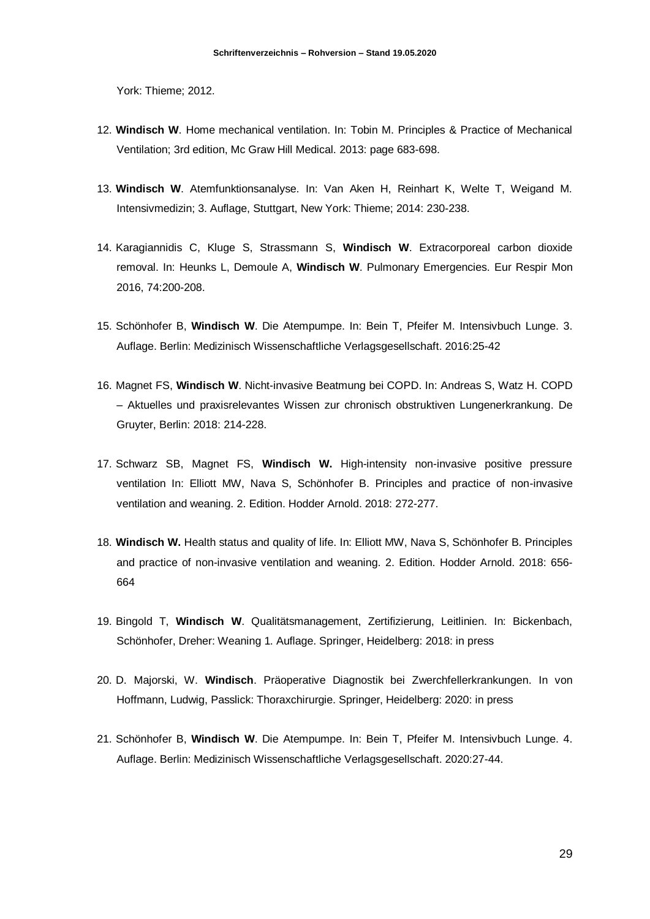York: Thieme; 2012.

12. **Windisch W**. Home mechanical ventilation. In: Tobin M. Principles & Practice of Mechanical Ventilation; 3rd edition, Mc Graw Hill Medical. 2013: page 683-698.

13. **Windisch W**. Atemfunktionsanalyse. In: Van Aken H, Reinhart K, Welte T, Weigand M. Intensivmedizin; 3. Auflage, Stuttgart, New York: Thieme; 2014: 230-238.

14. Karagiannidis C, Kluge S, Strassmann S, **Windisch W**. Extracorporeal carbon dioxide removal. In: Heunks L, Demoule A, **Windisch W**. Pulmonary Emergencies. Eur Respir Mon 2016, 74:200-208.

15. Schönhofer B, **Windisch W**. Die Atempumpe. In: Bein T, Pfeifer M. Intensivbuch Lunge. 3. Auflage. Berlin: Medizinisch Wissenschaftliche Verlagsgesellschaft. 2016:25-42

16. Magnet FS, **Windisch W**. Nicht-invasive Beatmung bei COPD. In: Andreas S, Watz H. COPD – Aktuelles und praxisrelevantes Wissen zur chronisch obstruktiven Lungenerkrankung. De Gruyter, Berlin: 2018: 214-228.

17. Schwarz SB, Magnet FS, **Windisch W.** High-intensity non-invasive positive pressure ventilation In: Elliott MW, Nava S, Schönhofer B. Principles and practice of non-invasive ventilation and weaning. 2. Edition. Hodder Arnold. 2018: 272-277.

18. **Windisch W.** Health status and quality of life. In: Elliott MW, Nava S, Schönhofer B. Principles and practice of non-invasive ventilation and weaning. 2. Edition. Hodder Arnold. 2018: 656-664

19. Bingold T, **Windisch W**. Qualitätsmanagement, Zertifizierung, Leitlinien. In: Bickenbach, Schönhofer, Dreher: Weaning 1. Auflage. Springer, Heidelberg: 2018: in press

20. D. Majorski, W. **Windisch**. Präoperative Diagnostik bei Zwerchfellerkrankungen. In von Hoffmann, Ludwig, Passlick: Thoraxchirurgie. Springer, Heidelberg: 2020: in press

21. Schönhofer B, **Windisch W**. Die Atempumpe. In: Bein T, Pfeifer M. Intensivbuch Lunge. 4. Auflage. Berlin: Medizinisch Wissenschaftliche Verlagsgesellschaft. 2020:27-44.